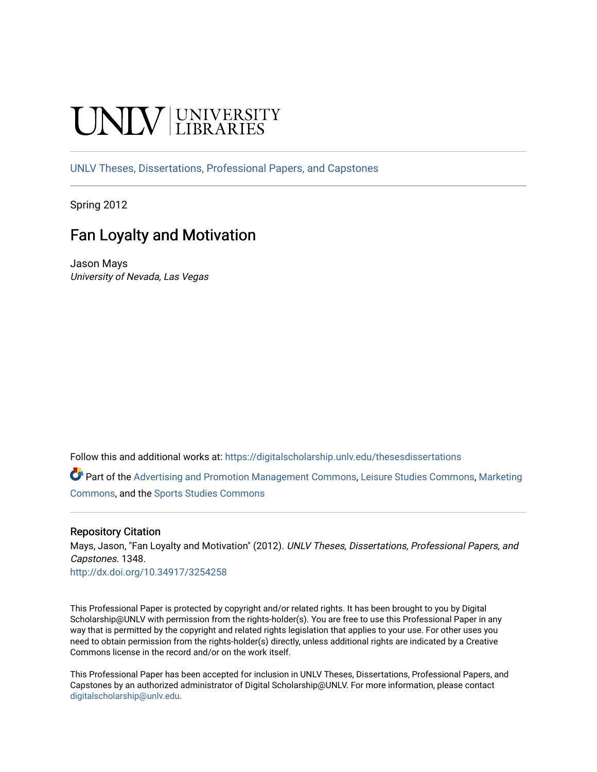UNLV | UNIVERSITY LIBRARIES

UNLV Theses, Dissertations, Professional Papers, and Capstones

Spring 2012

# Fan Loyalty and Motivation

Jason Mays
*University of Nevada, Las Vegas*

Follow this and additional works at: https://digitalscholarship.unlv.edu/thesesdissertations

Part of the Advertising and Promotion Management Commons, Leisure Studies Commons, Marketing Commons, and the Sports Studies Commons

## Repository Citation

Mays, Jason, "Fan Loyalty and Motivation" (2012). *UNLV Theses, Dissertations, Professional Papers, and Capstones*. 1348.
http://dx.doi.org/10.34917/3254258

This Professional Paper is protected by copyright and/or related rights. It has been brought to you by Digital Scholarship@UNLV with permission from the rights-holder(s). You are free to use this Professional Paper in any way that is permitted by the copyright and related rights legislation that applies to your use. For other uses you need to obtain permission from the rights-holder(s) directly, unless additional rights are indicated by a Creative Commons license in the record and/or on the work itself.

This Professional Paper has been accepted for inclusion in UNLV Theses, Dissertations, Professional Papers, and Capstones by an authorized administrator of Digital Scholarship@UNLV. For more information, please contact digitalscholarship@unlv.edu.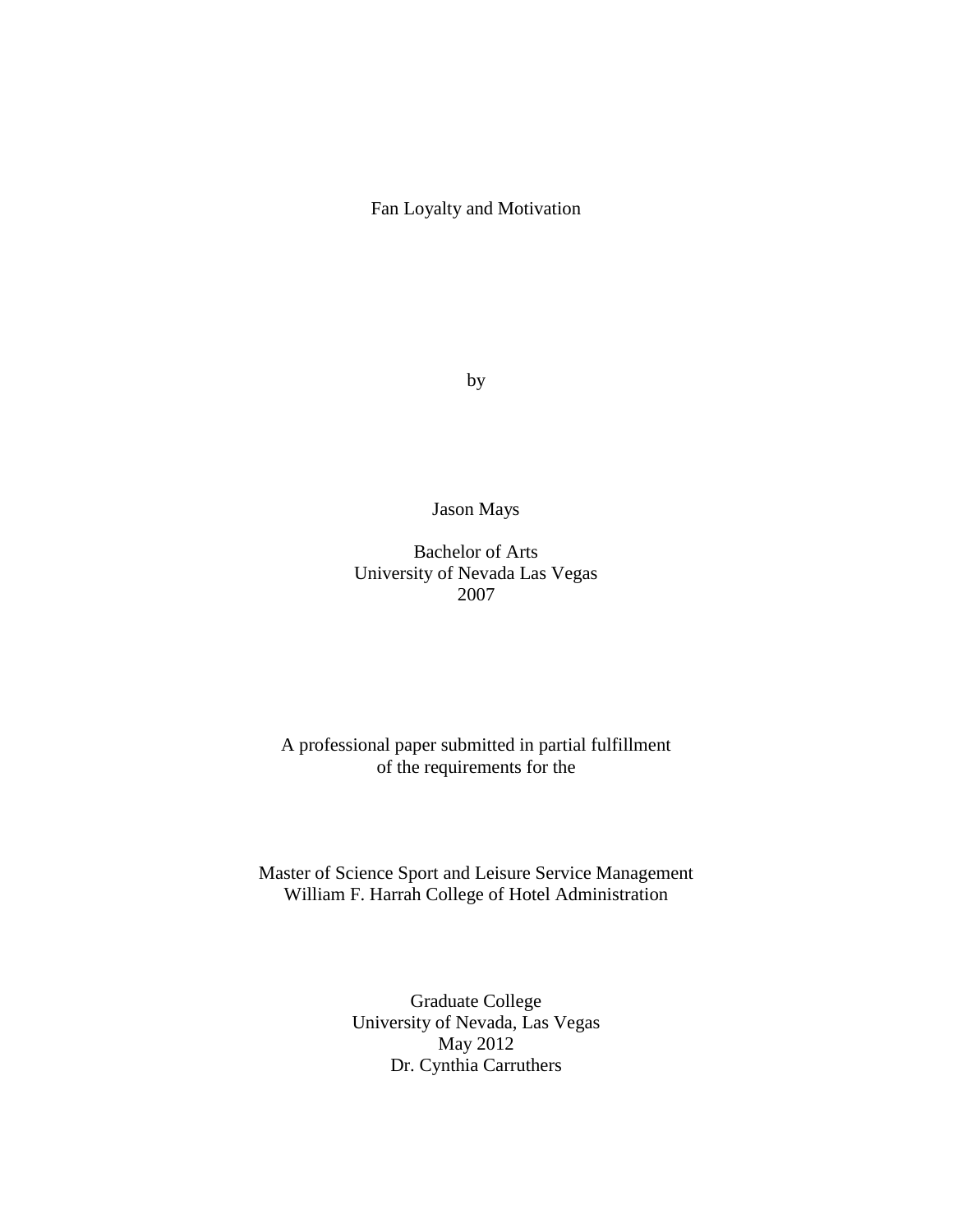# Fan Loyalty and Motivation

by

Jason Mays

Bachelor of Arts
University of Nevada Las Vegas
2007

A professional paper submitted in partial fulfillment
of the requirements for the

Master of Science Sport and Leisure Service Management
William F. Harrah College of Hotel Administration

Graduate College
University of Nevada, Las Vegas
May 2012
Dr. Cynthia Carruthers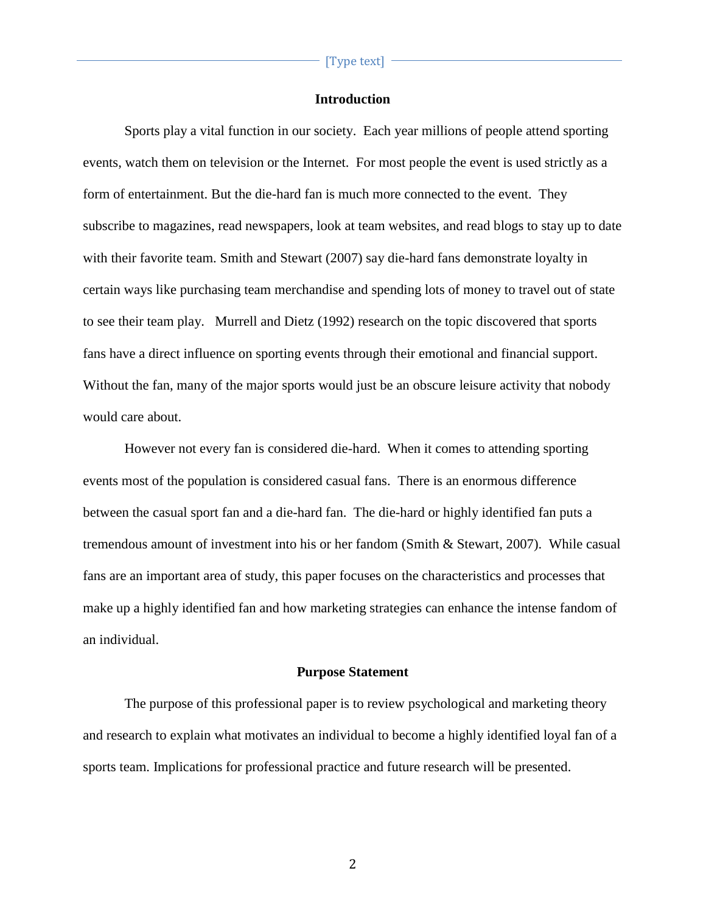## Introduction

Sports play a vital function in our society. Each year millions of people attend sporting events, watch them on television or the Internet. For most people the event is used strictly as a form of entertainment. But the die-hard fan is much more connected to the event. They subscribe to magazines, read newspapers, look at team websites, and read blogs to stay up to date with their favorite team. Smith and Stewart (2007) say die-hard fans demonstrate loyalty in certain ways like purchasing team merchandise and spending lots of money to travel out of state to see their team play. Murrell and Dietz (1992) research on the topic discovered that sports fans have a direct influence on sporting events through their emotional and financial support. Without the fan, many of the major sports would just be an obscure leisure activity that nobody would care about.

However not every fan is considered die-hard. When it comes to attending sporting events most of the population is considered casual fans. There is an enormous difference between the casual sport fan and a die-hard fan. The die-hard or highly identified fan puts a tremendous amount of investment into his or her fandom (Smith & Stewart, 2007). While casual fans are an important area of study, this paper focuses on the characteristics and processes that make up a highly identified fan and how marketing strategies can enhance the intense fandom of an individual.

## Purpose Statement

The purpose of this professional paper is to review psychological and marketing theory and research to explain what motivates an individual to become a highly identified loyal fan of a sports team. Implications for professional practice and future research will be presented.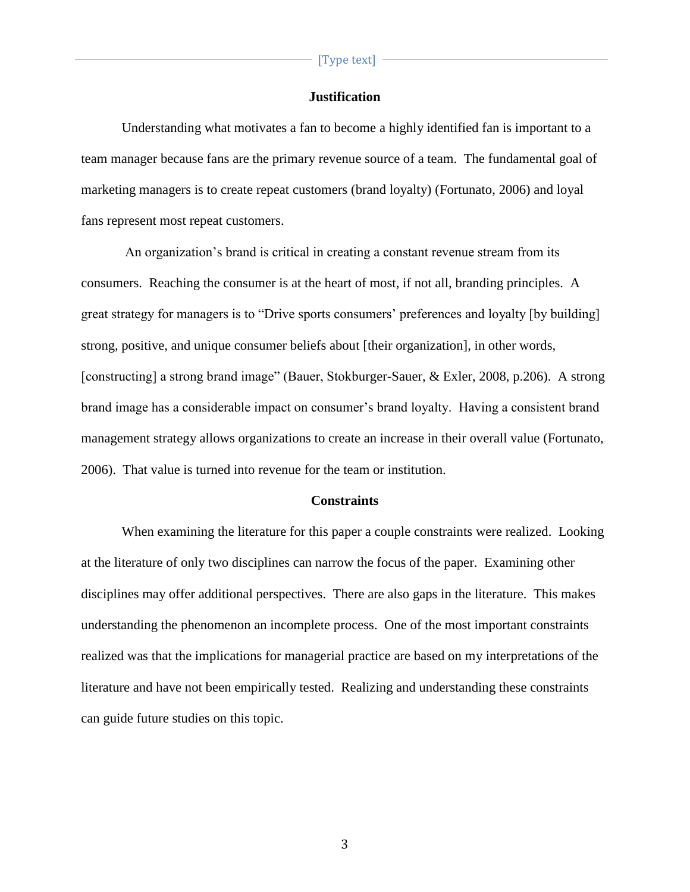## Justification

Understanding what motivates a fan to become a highly identified fan is important to a team manager because fans are the primary revenue source of a team. The fundamental goal of marketing managers is to create repeat customers (brand loyalty) (Fortunato, 2006) and loyal fans represent most repeat customers.

An organization's brand is critical in creating a constant revenue stream from its consumers. Reaching the consumer is at the heart of most, if not all, branding principles. A great strategy for managers is to "Drive sports consumers' preferences and loyalty [by building] strong, positive, and unique consumer beliefs about [their organization], in other words, [constructing] a strong brand image" (Bauer, Stokburger-Sauer, & Exler, 2008, p.206). A strong brand image has a considerable impact on consumer's brand loyalty. Having a consistent brand management strategy allows organizations to create an increase in their overall value (Fortunato, 2006). That value is turned into revenue for the team or institution.

## Constraints

When examining the literature for this paper a couple constraints were realized. Looking at the literature of only two disciplines can narrow the focus of the paper. Examining other disciplines may offer additional perspectives. There are also gaps in the literature. This makes understanding the phenomenon an incomplete process. One of the most important constraints realized was that the implications for managerial practice are based on my interpretations of the literature and have not been empirically tested. Realizing and understanding these constraints can guide future studies on this topic.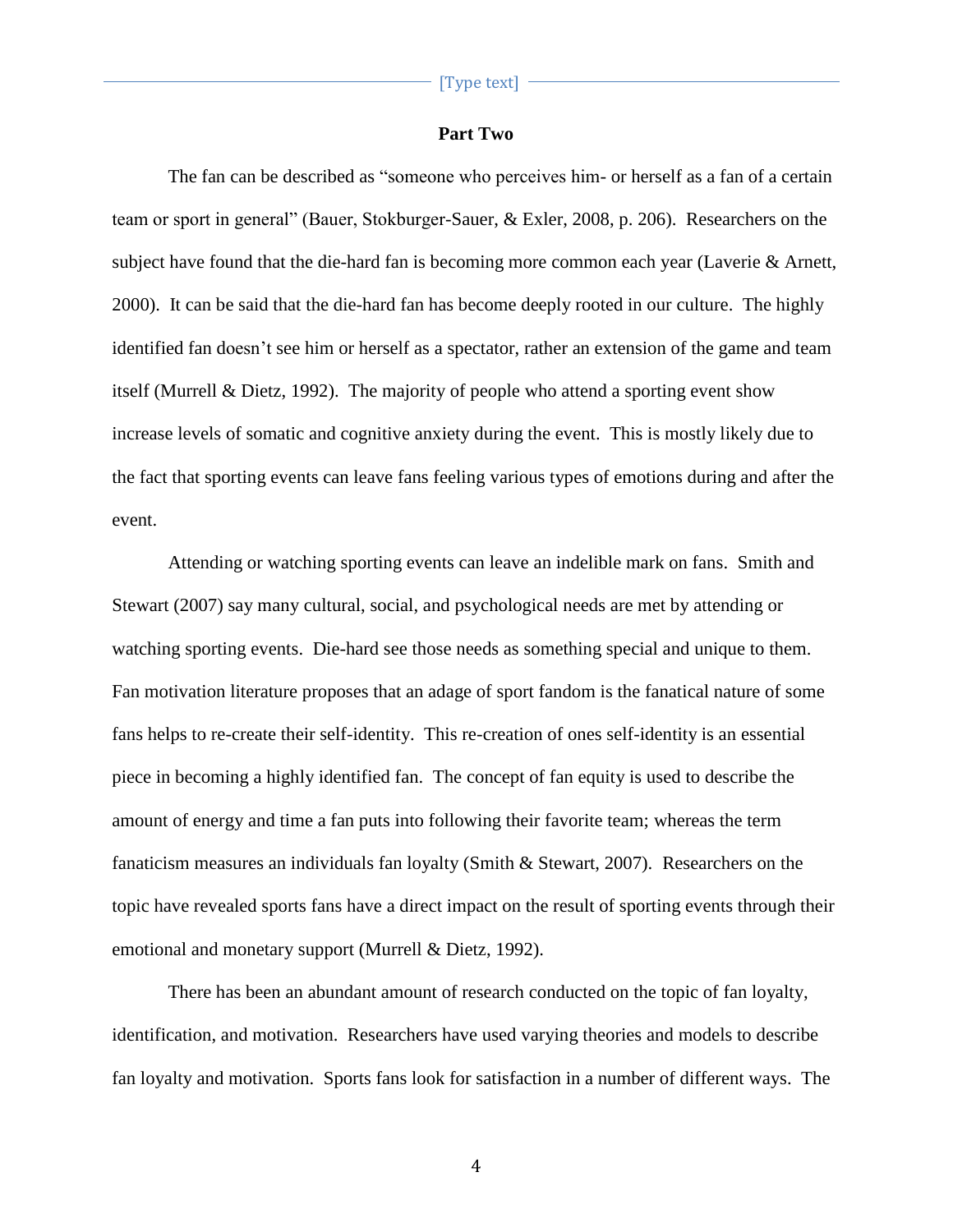## Part Two

The fan can be described as "someone who perceives him- or herself as a fan of a certain team or sport in general" (Bauer, Stokburger-Sauer, & Exler, 2008, p. 206). Researchers on the subject have found that the die-hard fan is becoming more common each year (Laverie & Arnett, 2000). It can be said that the die-hard fan has become deeply rooted in our culture. The highly identified fan doesn't see him or herself as a spectator, rather an extension of the game and team itself (Murrell & Dietz, 1992). The majority of people who attend a sporting event show increase levels of somatic and cognitive anxiety during the event. This is mostly likely due to the fact that sporting events can leave fans feeling various types of emotions during and after the event.

Attending or watching sporting events can leave an indelible mark on fans. Smith and Stewart (2007) say many cultural, social, and psychological needs are met by attending or watching sporting events. Die-hard see those needs as something special and unique to them. Fan motivation literature proposes that an adage of sport fandom is the fanatical nature of some fans helps to re-create their self-identity. This re-creation of ones self-identity is an essential piece in becoming a highly identified fan. The concept of fan equity is used to describe the amount of energy and time a fan puts into following their favorite team; whereas the term fanaticism measures an individuals fan loyalty (Smith & Stewart, 2007). Researchers on the topic have revealed sports fans have a direct impact on the result of sporting events through their emotional and monetary support (Murrell & Dietz, 1992).

There has been an abundant amount of research conducted on the topic of fan loyalty, identification, and motivation. Researchers have used varying theories and models to describe fan loyalty and motivation. Sports fans look for satisfaction in a number of different ways. The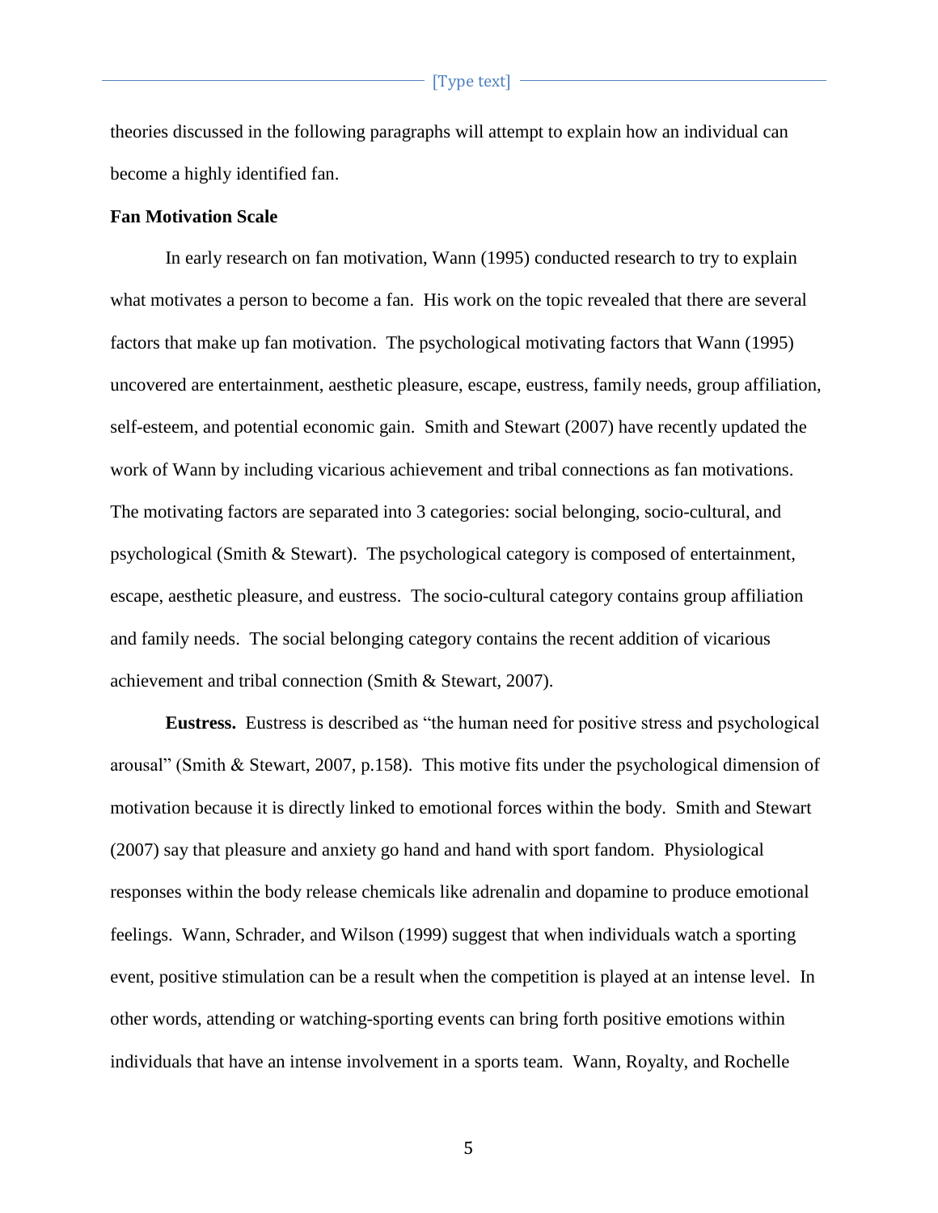theories discussed in the following paragraphs will attempt to explain how an individual can become a highly identified fan.

**Fan Motivation Scale**

In early research on fan motivation, Wann (1995) conducted research to try to explain what motivates a person to become a fan. His work on the topic revealed that there are several factors that make up fan motivation. The psychological motivating factors that Wann (1995) uncovered are entertainment, aesthetic pleasure, escape, eustress, family needs, group affiliation, self-esteem, and potential economic gain. Smith and Stewart (2007) have recently updated the work of Wann by including vicarious achievement and tribal connections as fan motivations. The motivating factors are separated into 3 categories: social belonging, socio-cultural, and psychological (Smith & Stewart). The psychological category is composed of entertainment, escape, aesthetic pleasure, and eustress. The socio-cultural category contains group affiliation and family needs. The social belonging category contains the recent addition of vicarious achievement and tribal connection (Smith & Stewart, 2007).

**Eustress.** Eustress is described as "the human need for positive stress and psychological arousal" (Smith & Stewart, 2007, p.158). This motive fits under the psychological dimension of motivation because it is directly linked to emotional forces within the body. Smith and Stewart (2007) say that pleasure and anxiety go hand and hand with sport fandom. Physiological responses within the body release chemicals like adrenalin and dopamine to produce emotional feelings. Wann, Schrader, and Wilson (1999) suggest that when individuals watch a sporting event, positive stimulation can be a result when the competition is played at an intense level. In other words, attending or watching-sporting events can bring forth positive emotions within individuals that have an intense involvement in a sports team. Wann, Royalty, and Rochelle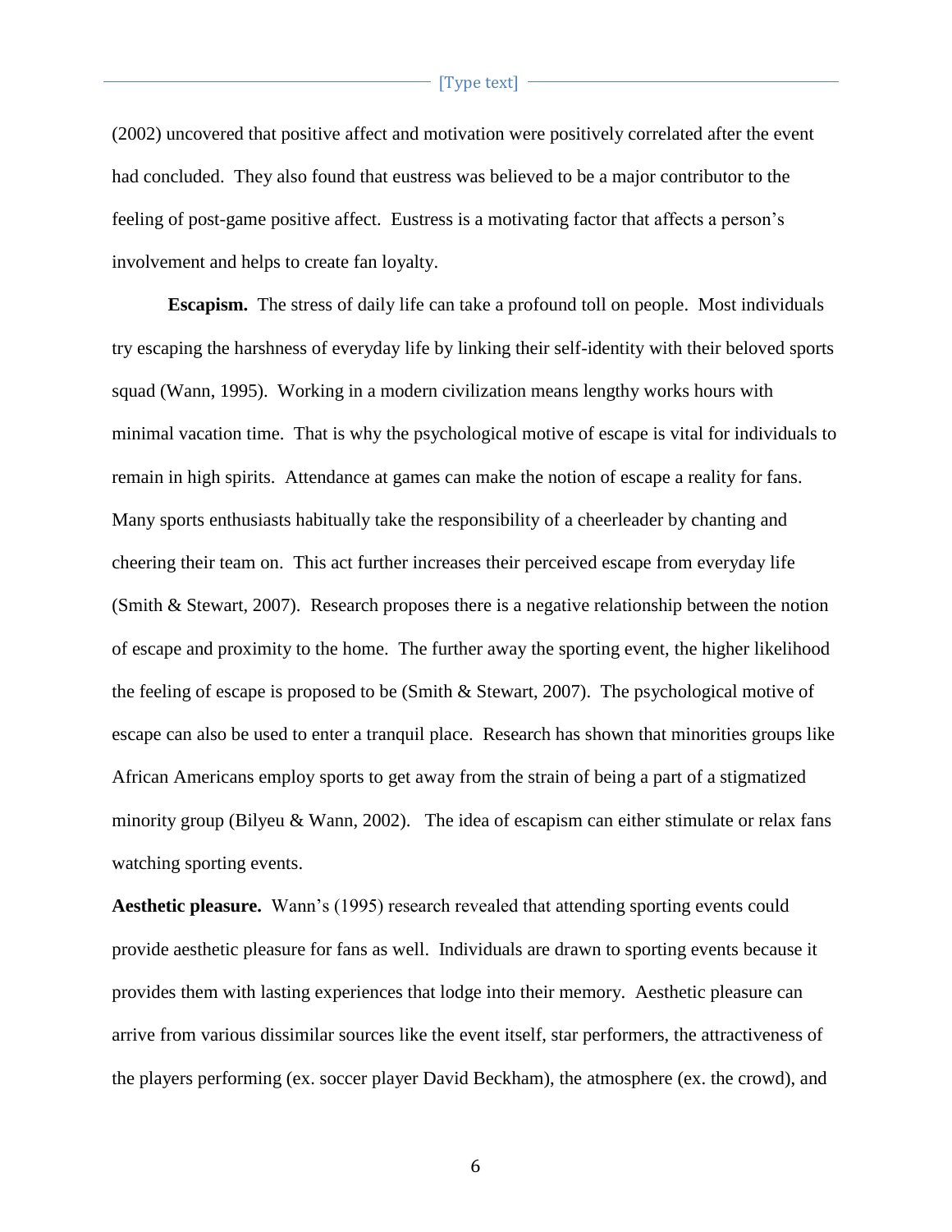(2002) uncovered that positive affect and motivation were positively correlated after the event had concluded. They also found that eustress was believed to be a major contributor to the feeling of post-game positive affect. Eustress is a motivating factor that affects a person's involvement and helps to create fan loyalty.

**Escapism.** The stress of daily life can take a profound toll on people. Most individuals try escaping the harshness of everyday life by linking their self-identity with their beloved sports squad (Wann, 1995). Working in a modern civilization means lengthy works hours with minimal vacation time. That is why the psychological motive of escape is vital for individuals to remain in high spirits. Attendance at games can make the notion of escape a reality for fans. Many sports enthusiasts habitually take the responsibility of a cheerleader by chanting and cheering their team on. This act further increases their perceived escape from everyday life (Smith & Stewart, 2007). Research proposes there is a negative relationship between the notion of escape and proximity to the home. The further away the sporting event, the higher likelihood the feeling of escape is proposed to be (Smith & Stewart, 2007). The psychological motive of escape can also be used to enter a tranquil place. Research has shown that minorities groups like African Americans employ sports to get away from the strain of being a part of a stigmatized minority group (Bilyeu & Wann, 2002). The idea of escapism can either stimulate or relax fans watching sporting events.

**Aesthetic pleasure.** Wann's (1995) research revealed that attending sporting events could provide aesthetic pleasure for fans as well. Individuals are drawn to sporting events because it provides them with lasting experiences that lodge into their memory. Aesthetic pleasure can arrive from various dissimilar sources like the event itself, star performers, the attractiveness of the players performing (ex. soccer player David Beckham), the atmosphere (ex. the crowd), and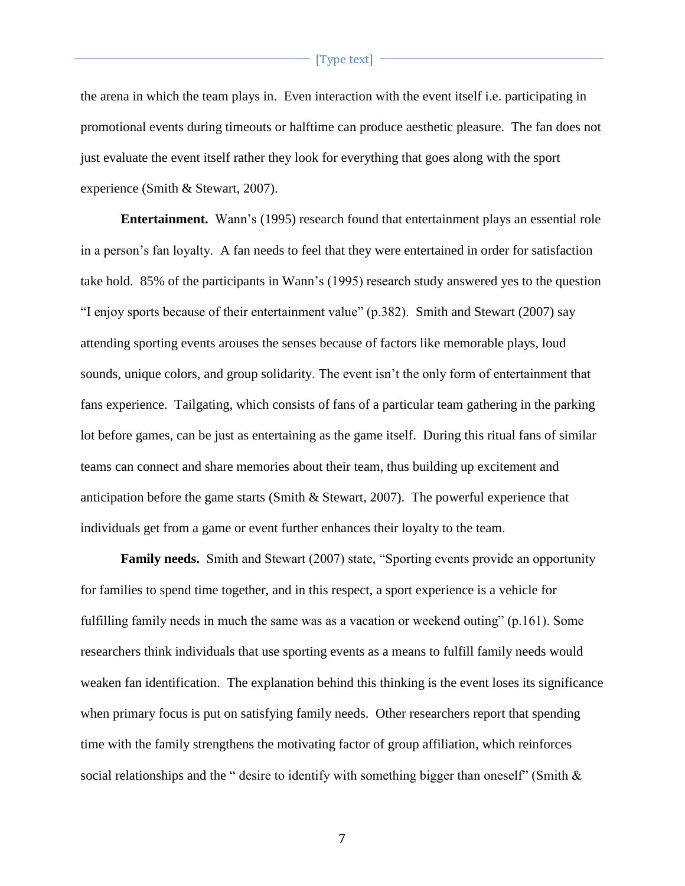the arena in which the team plays in. Even interaction with the event itself i.e. participating in promotional events during timeouts or halftime can produce aesthetic pleasure. The fan does not just evaluate the event itself rather they look for everything that goes along with the sport experience (Smith & Stewart, 2007).

**Entertainment.** Wann's (1995) research found that entertainment plays an essential role in a person's fan loyalty. A fan needs to feel that they were entertained in order for satisfaction take hold. 85% of the participants in Wann's (1995) research study answered yes to the question "I enjoy sports because of their entertainment value" (p.382). Smith and Stewart (2007) say attending sporting events arouses the senses because of factors like memorable plays, loud sounds, unique colors, and group solidarity. The event isn't the only form of entertainment that fans experience. Tailgating, which consists of fans of a particular team gathering in the parking lot before games, can be just as entertaining as the game itself. During this ritual fans of similar teams can connect and share memories about their team, thus building up excitement and anticipation before the game starts (Smith & Stewart, 2007). The powerful experience that individuals get from a game or event further enhances their loyalty to the team.

**Family needs.** Smith and Stewart (2007) state, "Sporting events provide an opportunity for families to spend time together, and in this respect, a sport experience is a vehicle for fulfilling family needs in much the same was as a vacation or weekend outing" (p.161). Some researchers think individuals that use sporting events as a means to fulfill family needs would weaken fan identification. The explanation behind this thinking is the event loses its significance when primary focus is put on satisfying family needs. Other researchers report that spending time with the family strengthens the motivating factor of group affiliation, which reinforces social relationships and the " desire to identify with something bigger than oneself" (Smith &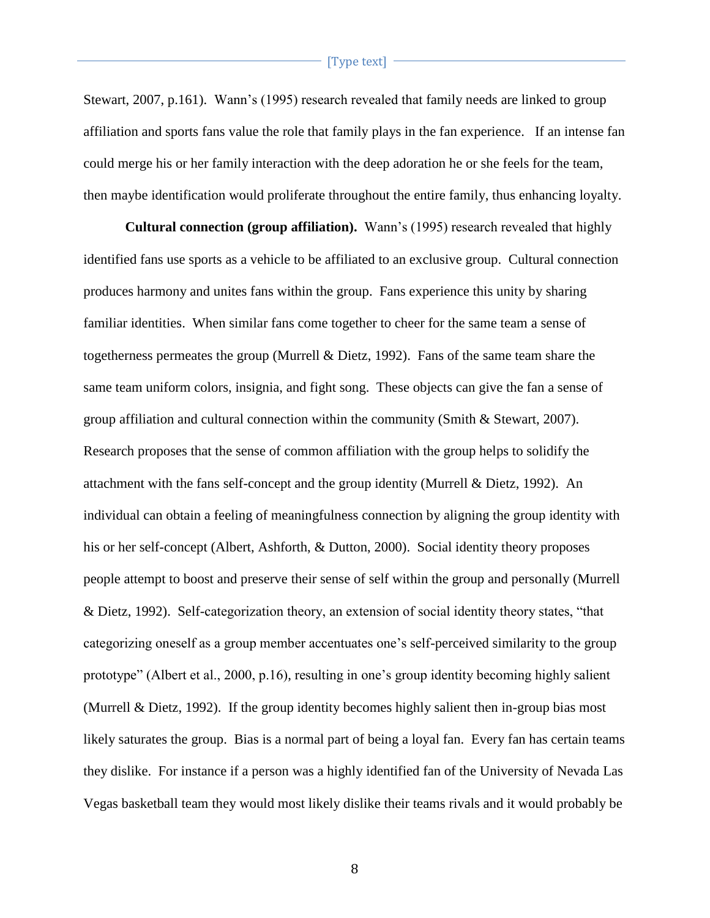Stewart, 2007, p.161). Wann's (1995) research revealed that family needs are linked to group affiliation and sports fans value the role that family plays in the fan experience. If an intense fan could merge his or her family interaction with the deep adoration he or she feels for the team, then maybe identification would proliferate throughout the entire family, thus enhancing loyalty.

**Cultural connection (group affiliation).** Wann's (1995) research revealed that highly identified fans use sports as a vehicle to be affiliated to an exclusive group. Cultural connection produces harmony and unites fans within the group. Fans experience this unity by sharing familiar identities. When similar fans come together to cheer for the same team a sense of togetherness permeates the group (Murrell & Dietz, 1992). Fans of the same team share the same team uniform colors, insignia, and fight song. These objects can give the fan a sense of group affiliation and cultural connection within the community (Smith & Stewart, 2007). Research proposes that the sense of common affiliation with the group helps to solidify the attachment with the fans self-concept and the group identity (Murrell & Dietz, 1992). An individual can obtain a feeling of meaningfulness connection by aligning the group identity with his or her self-concept (Albert, Ashforth, & Dutton, 2000). Social identity theory proposes people attempt to boost and preserve their sense of self within the group and personally (Murrell & Dietz, 1992). Self-categorization theory, an extension of social identity theory states, "that categorizing oneself as a group member accentuates one's self-perceived similarity to the group prototype" (Albert et al., 2000, p.16), resulting in one's group identity becoming highly salient (Murrell & Dietz, 1992). If the group identity becomes highly salient then in-group bias most likely saturates the group. Bias is a normal part of being a loyal fan. Every fan has certain teams they dislike. For instance if a person was a highly identified fan of the University of Nevada Las Vegas basketball team they would most likely dislike their teams rivals and it would probably be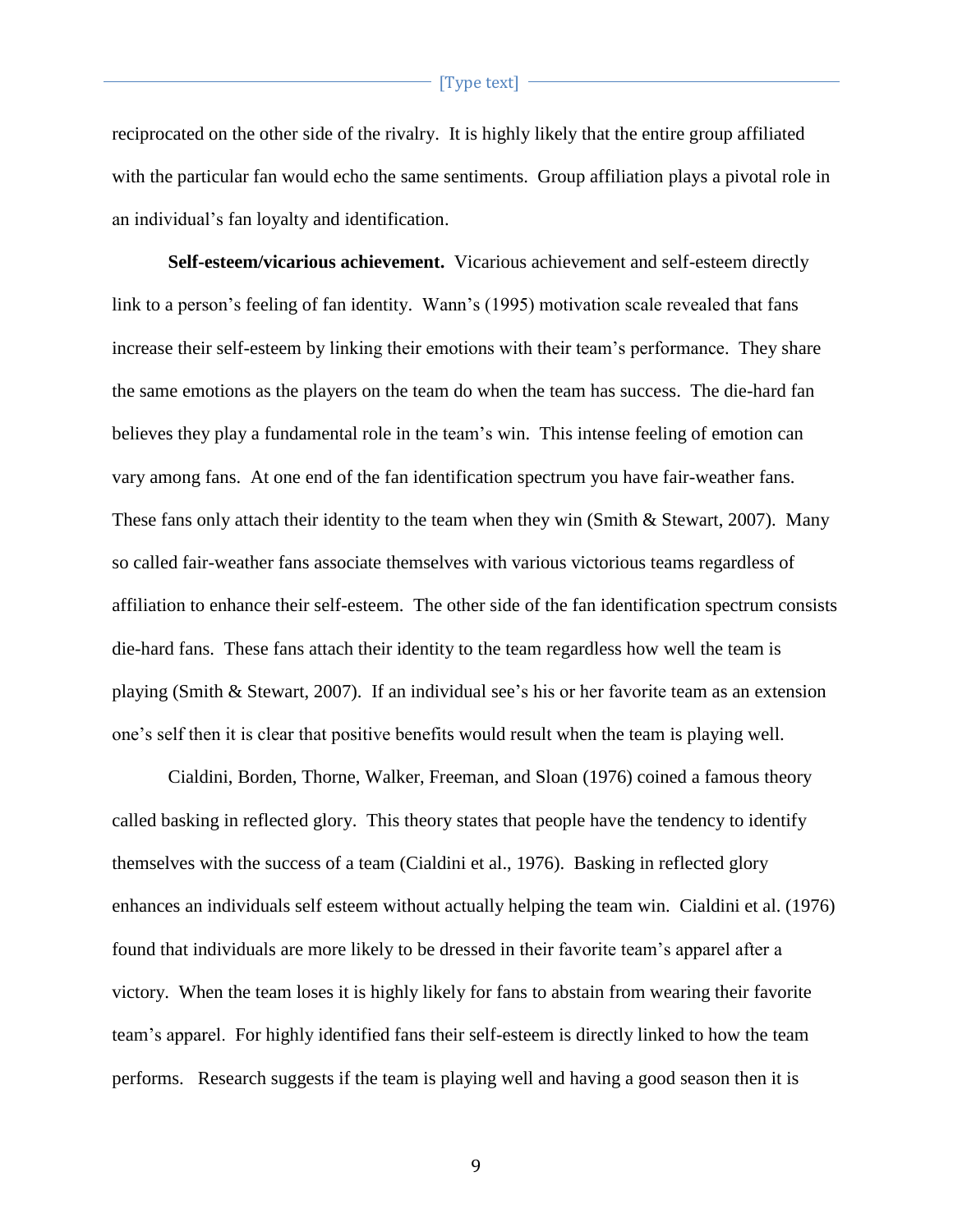reciprocated on the other side of the rivalry. It is highly likely that the entire group affiliated with the particular fan would echo the same sentiments. Group affiliation plays a pivotal role in an individual's fan loyalty and identification.

**Self-esteem/vicarious achievement.** Vicarious achievement and self-esteem directly link to a person's feeling of fan identity. Wann's (1995) motivation scale revealed that fans increase their self-esteem by linking their emotions with their team's performance. They share the same emotions as the players on the team do when the team has success. The die-hard fan believes they play a fundamental role in the team's win. This intense feeling of emotion can vary among fans. At one end of the fan identification spectrum you have fair-weather fans. These fans only attach their identity to the team when they win (Smith & Stewart, 2007). Many so called fair-weather fans associate themselves with various victorious teams regardless of affiliation to enhance their self-esteem. The other side of the fan identification spectrum consists die-hard fans. These fans attach their identity to the team regardless how well the team is playing (Smith & Stewart, 2007). If an individual see's his or her favorite team as an extension one's self then it is clear that positive benefits would result when the team is playing well.

Cialdini, Borden, Thorne, Walker, Freeman, and Sloan (1976) coined a famous theory called basking in reflected glory. This theory states that people have the tendency to identify themselves with the success of a team (Cialdini et al., 1976). Basking in reflected glory enhances an individuals self esteem without actually helping the team win. Cialdini et al. (1976) found that individuals are more likely to be dressed in their favorite team's apparel after a victory. When the team loses it is highly likely for fans to abstain from wearing their favorite team's apparel. For highly identified fans their self-esteem is directly linked to how the team performs. Research suggests if the team is playing well and having a good season then it is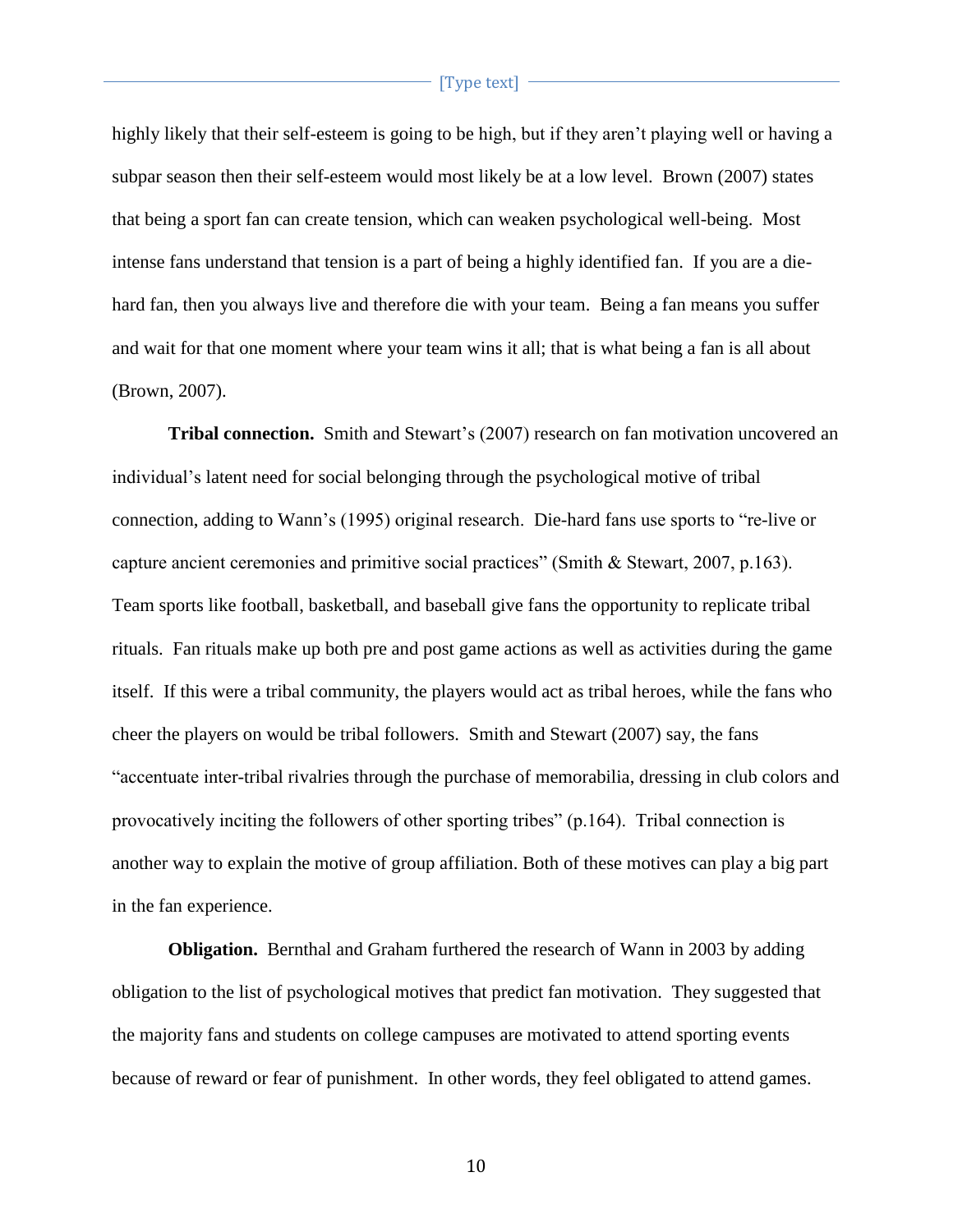highly likely that their self-esteem is going to be high, but if they aren't playing well or having a subpar season then their self-esteem would most likely be at a low level. Brown (2007) states that being a sport fan can create tension, which can weaken psychological well-being. Most intense fans understand that tension is a part of being a highly identified fan. If you are a die-hard fan, then you always live and therefore die with your team. Being a fan means you suffer and wait for that one moment where your team wins it all; that is what being a fan is all about (Brown, 2007).

**Tribal connection.** Smith and Stewart's (2007) research on fan motivation uncovered an individual's latent need for social belonging through the psychological motive of tribal connection, adding to Wann's (1995) original research. Die-hard fans use sports to "re-live or capture ancient ceremonies and primitive social practices" (Smith & Stewart, 2007, p.163). Team sports like football, basketball, and baseball give fans the opportunity to replicate tribal rituals. Fan rituals make up both pre and post game actions as well as activities during the game itself. If this were a tribal community, the players would act as tribal heroes, while the fans who cheer the players on would be tribal followers. Smith and Stewart (2007) say, the fans "accentuate inter-tribal rivalries through the purchase of memorabilia, dressing in club colors and provocatively inciting the followers of other sporting tribes" (p.164). Tribal connection is another way to explain the motive of group affiliation. Both of these motives can play a big part in the fan experience.

**Obligation.** Bernthal and Graham furthered the research of Wann in 2003 by adding obligation to the list of psychological motives that predict fan motivation. They suggested that the majority fans and students on college campuses are motivated to attend sporting events because of reward or fear of punishment. In other words, they feel obligated to attend games.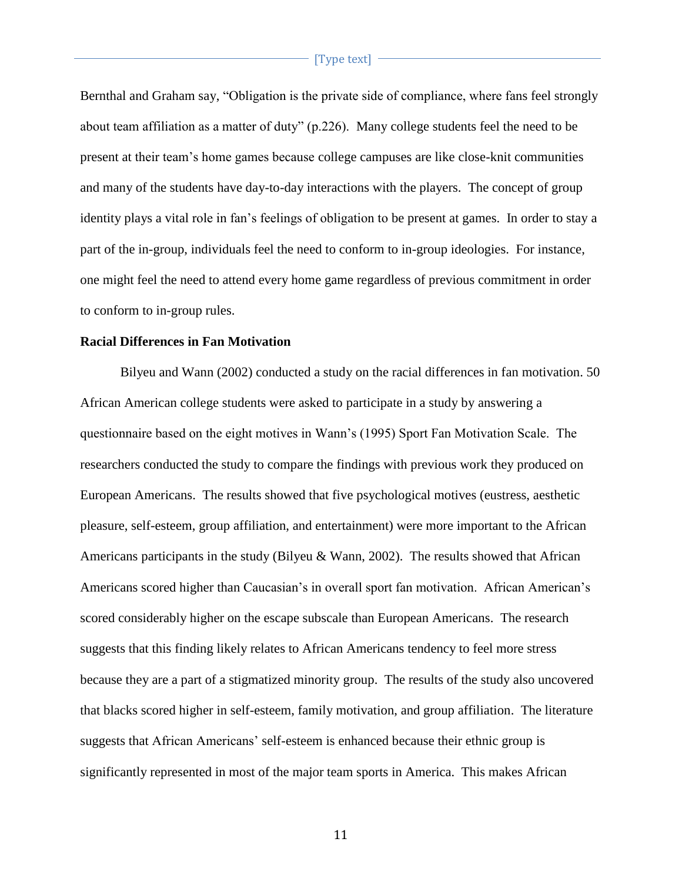Bernthal and Graham say, "Obligation is the private side of compliance, where fans feel strongly about team affiliation as a matter of duty" (p.226). Many college students feel the need to be present at their team's home games because college campuses are like close-knit communities and many of the students have day-to-day interactions with the players. The concept of group identity plays a vital role in fan's feelings of obligation to be present at games. In order to stay a part of the in-group, individuals feel the need to conform to in-group ideologies. For instance, one might feel the need to attend every home game regardless of previous commitment in order to conform to in-group rules.

**Racial Differences in Fan Motivation**

Bilyeu and Wann (2002) conducted a study on the racial differences in fan motivation. 50 African American college students were asked to participate in a study by answering a questionnaire based on the eight motives in Wann's (1995) Sport Fan Motivation Scale. The researchers conducted the study to compare the findings with previous work they produced on European Americans. The results showed that five psychological motives (eustress, aesthetic pleasure, self-esteem, group affiliation, and entertainment) were more important to the African Americans participants in the study (Bilyeu & Wann, 2002). The results showed that African Americans scored higher than Caucasian's in overall sport fan motivation. African American's scored considerably higher on the escape subscale than European Americans. The research suggests that this finding likely relates to African Americans tendency to feel more stress because they are a part of a stigmatized minority group. The results of the study also uncovered that blacks scored higher in self-esteem, family motivation, and group affiliation. The literature suggests that African Americans' self-esteem is enhanced because their ethnic group is significantly represented in most of the major team sports in America. This makes African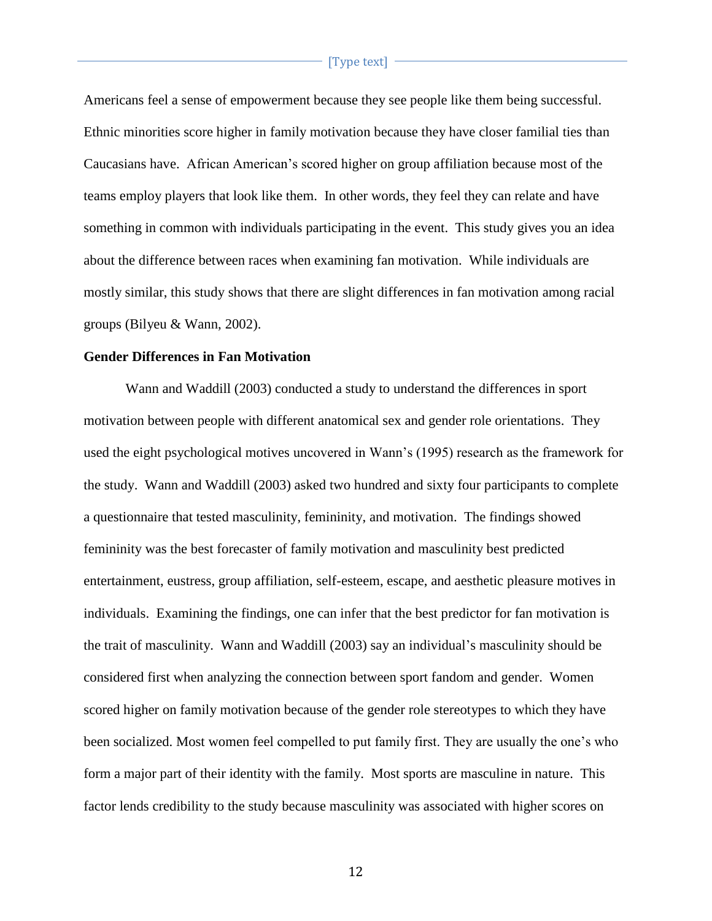Americans feel a sense of empowerment because they see people like them being successful. Ethnic minorities score higher in family motivation because they have closer familial ties than Caucasians have. African American's scored higher on group affiliation because most of the teams employ players that look like them. In other words, they feel they can relate and have something in common with individuals participating in the event. This study gives you an idea about the difference between races when examining fan motivation. While individuals are mostly similar, this study shows that there are slight differences in fan motivation among racial groups (Bilyeu & Wann, 2002).

**Gender Differences in Fan Motivation**

Wann and Waddill (2003) conducted a study to understand the differences in sport motivation between people with different anatomical sex and gender role orientations. They used the eight psychological motives uncovered in Wann's (1995) research as the framework for the study. Wann and Waddill (2003) asked two hundred and sixty four participants to complete a questionnaire that tested masculinity, femininity, and motivation. The findings showed femininity was the best forecaster of family motivation and masculinity best predicted entertainment, eustress, group affiliation, self-esteem, escape, and aesthetic pleasure motives in individuals. Examining the findings, one can infer that the best predictor for fan motivation is the trait of masculinity. Wann and Waddill (2003) say an individual's masculinity should be considered first when analyzing the connection between sport fandom and gender. Women scored higher on family motivation because of the gender role stereotypes to which they have been socialized. Most women feel compelled to put family first. They are usually the one's who form a major part of their identity with the family. Most sports are masculine in nature. This factor lends credibility to the study because masculinity was associated with higher scores on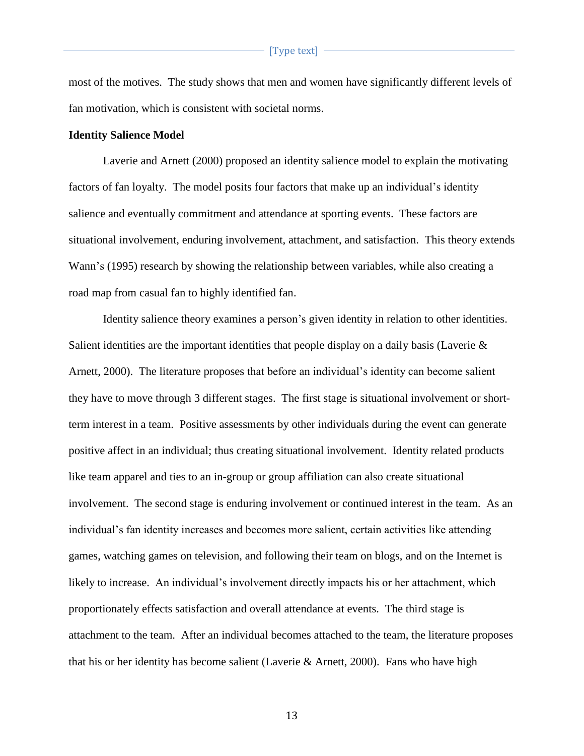most of the motives. The study shows that men and women have significantly different levels of fan motivation, which is consistent with societal norms.

**Identity Salience Model**

Laverie and Arnett (2000) proposed an identity salience model to explain the motivating factors of fan loyalty. The model posits four factors that make up an individual's identity salience and eventually commitment and attendance at sporting events. These factors are situational involvement, enduring involvement, attachment, and satisfaction. This theory extends Wann's (1995) research by showing the relationship between variables, while also creating a road map from casual fan to highly identified fan.

Identity salience theory examines a person's given identity in relation to other identities. Salient identities are the important identities that people display on a daily basis (Laverie & Arnett, 2000). The literature proposes that before an individual's identity can become salient they have to move through 3 different stages. The first stage is situational involvement or short-term interest in a team. Positive assessments by other individuals during the event can generate positive affect in an individual; thus creating situational involvement. Identity related products like team apparel and ties to an in-group or group affiliation can also create situational involvement. The second stage is enduring involvement or continued interest in the team. As an individual's fan identity increases and becomes more salient, certain activities like attending games, watching games on television, and following their team on blogs, and on the Internet is likely to increase. An individual's involvement directly impacts his or her attachment, which proportionately effects satisfaction and overall attendance at events. The third stage is attachment to the team. After an individual becomes attached to the team, the literature proposes that his or her identity has become salient (Laverie & Arnett, 2000). Fans who have high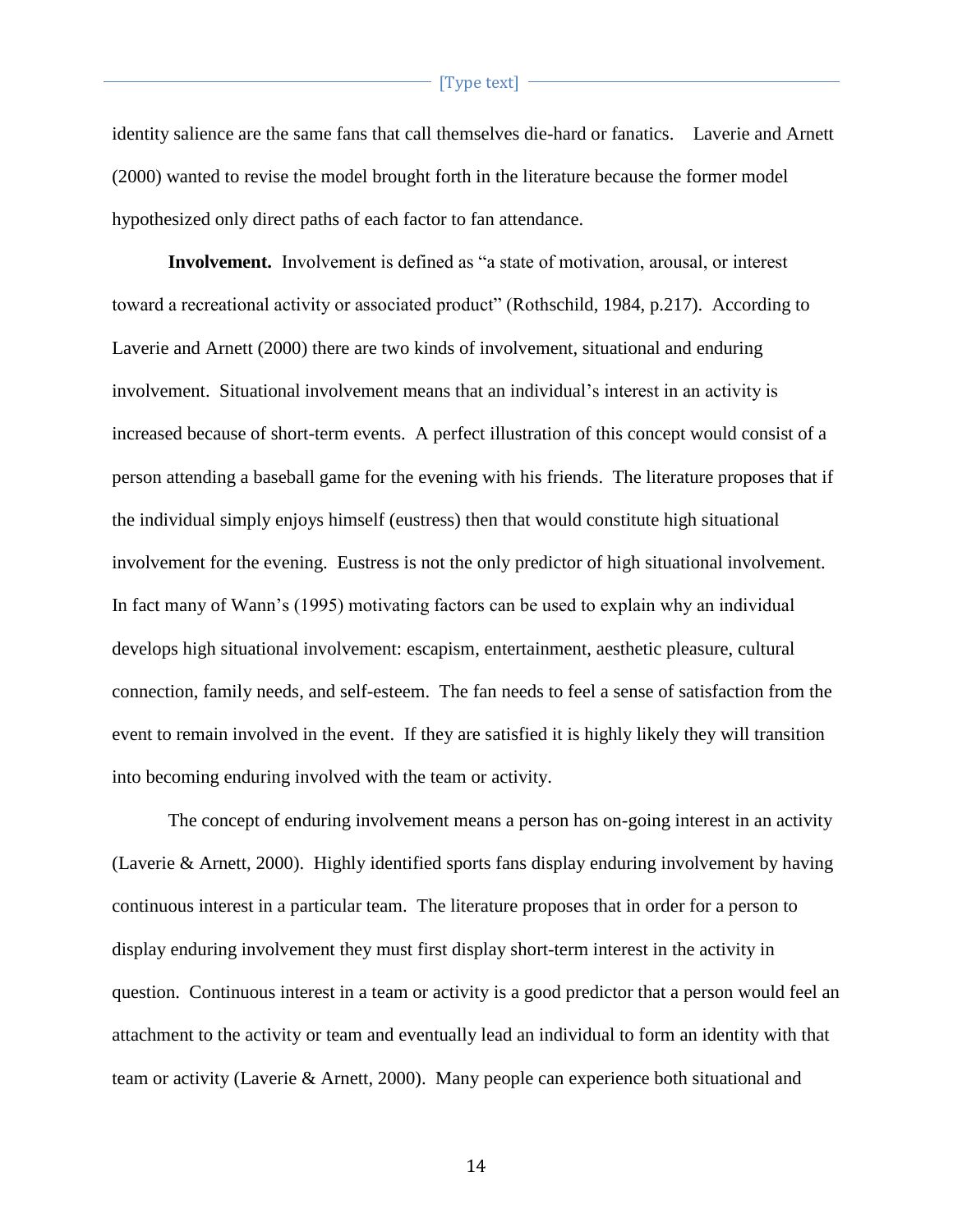identity salience are the same fans that call themselves die-hard or fanatics. Laverie and Arnett (2000) wanted to revise the model brought forth in the literature because the former model hypothesized only direct paths of each factor to fan attendance.

**Involvement.** Involvement is defined as "a state of motivation, arousal, or interest toward a recreational activity or associated product" (Rothschild, 1984, p.217). According to Laverie and Arnett (2000) there are two kinds of involvement, situational and enduring involvement. Situational involvement means that an individual's interest in an activity is increased because of short-term events. A perfect illustration of this concept would consist of a person attending a baseball game for the evening with his friends. The literature proposes that if the individual simply enjoys himself (eustress) then that would constitute high situational involvement for the evening. Eustress is not the only predictor of high situational involvement. In fact many of Wann's (1995) motivating factors can be used to explain why an individual develops high situational involvement: escapism, entertainment, aesthetic pleasure, cultural connection, family needs, and self-esteem. The fan needs to feel a sense of satisfaction from the event to remain involved in the event. If they are satisfied it is highly likely they will transition into becoming enduring involved with the team or activity.

The concept of enduring involvement means a person has on-going interest in an activity (Laverie & Arnett, 2000). Highly identified sports fans display enduring involvement by having continuous interest in a particular team. The literature proposes that in order for a person to display enduring involvement they must first display short-term interest in the activity in question. Continuous interest in a team or activity is a good predictor that a person would feel an attachment to the activity or team and eventually lead an individual to form an identity with that team or activity (Laverie & Arnett, 2000). Many people can experience both situational and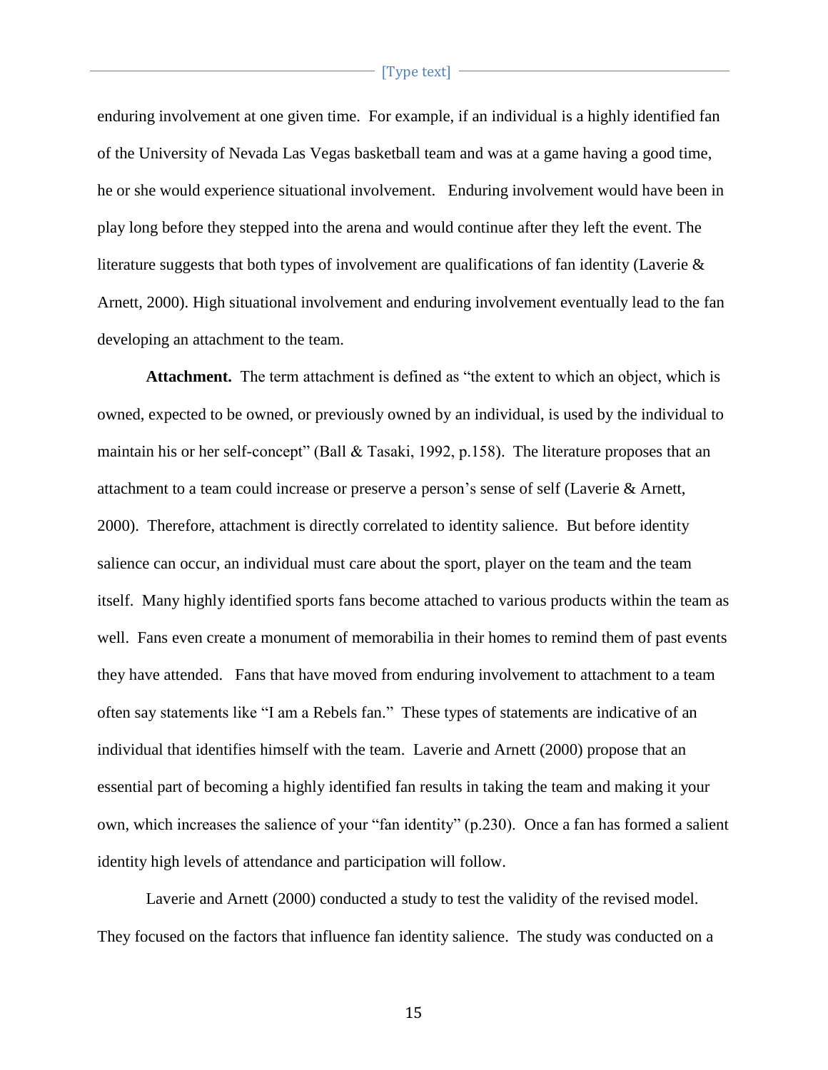enduring involvement at one given time. For example, if an individual is a highly identified fan of the University of Nevada Las Vegas basketball team and was at a game having a good time, he or she would experience situational involvement. Enduring involvement would have been in play long before they stepped into the arena and would continue after they left the event. The literature suggests that both types of involvement are qualifications of fan identity (Laverie & Arnett, 2000). High situational involvement and enduring involvement eventually lead to the fan developing an attachment to the team.

**Attachment.** The term attachment is defined as "the extent to which an object, which is owned, expected to be owned, or previously owned by an individual, is used by the individual to maintain his or her self-concept" (Ball & Tasaki, 1992, p.158). The literature proposes that an attachment to a team could increase or preserve a person's sense of self (Laverie & Arnett, 2000). Therefore, attachment is directly correlated to identity salience. But before identity salience can occur, an individual must care about the sport, player on the team and the team itself. Many highly identified sports fans become attached to various products within the team as well. Fans even create a monument of memorabilia in their homes to remind them of past events they have attended. Fans that have moved from enduring involvement to attachment to a team often say statements like "I am a Rebels fan." These types of statements are indicative of an individual that identifies himself with the team. Laverie and Arnett (2000) propose that an essential part of becoming a highly identified fan results in taking the team and making it your own, which increases the salience of your "fan identity" (p.230). Once a fan has formed a salient identity high levels of attendance and participation will follow.

Laverie and Arnett (2000) conducted a study to test the validity of the revised model. They focused on the factors that influence fan identity salience. The study was conducted on a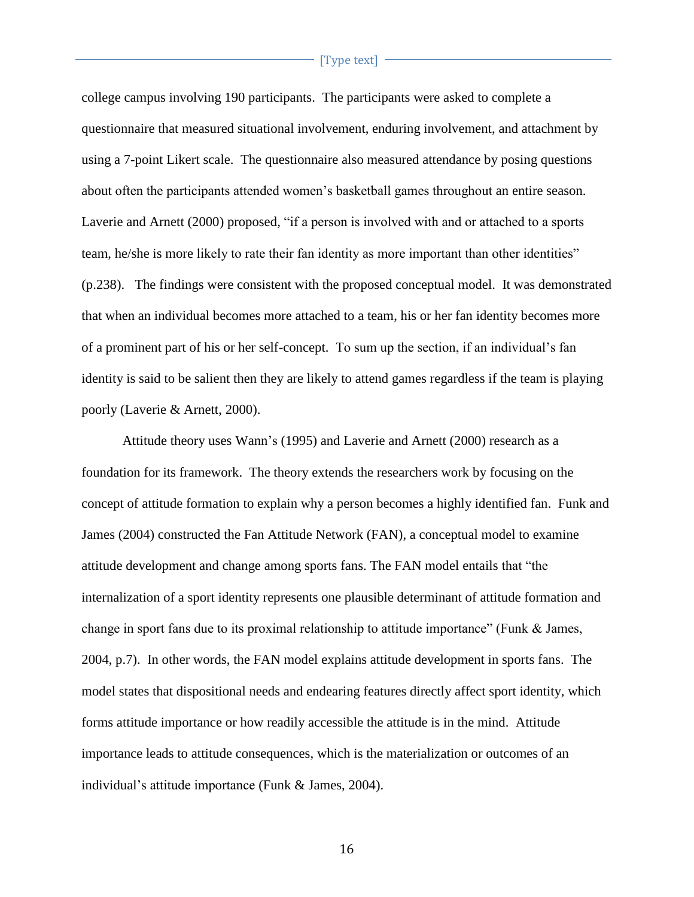college campus involving 190 participants. The participants were asked to complete a questionnaire that measured situational involvement, enduring involvement, and attachment by using a 7-point Likert scale. The questionnaire also measured attendance by posing questions about often the participants attended women's basketball games throughout an entire season. Laverie and Arnett (2000) proposed, "if a person is involved with and or attached to a sports team, he/she is more likely to rate their fan identity as more important than other identities" (p.238). The findings were consistent with the proposed conceptual model. It was demonstrated that when an individual becomes more attached to a team, his or her fan identity becomes more of a prominent part of his or her self-concept. To sum up the section, if an individual's fan identity is said to be salient then they are likely to attend games regardless if the team is playing poorly (Laverie & Arnett, 2000).

Attitude theory uses Wann's (1995) and Laverie and Arnett (2000) research as a foundation for its framework. The theory extends the researchers work by focusing on the concept of attitude formation to explain why a person becomes a highly identified fan. Funk and James (2004) constructed the Fan Attitude Network (FAN), a conceptual model to examine attitude development and change among sports fans. The FAN model entails that "the internalization of a sport identity represents one plausible determinant of attitude formation and change in sport fans due to its proximal relationship to attitude importance" (Funk & James, 2004, p.7). In other words, the FAN model explains attitude development in sports fans. The model states that dispositional needs and endearing features directly affect sport identity, which forms attitude importance or how readily accessible the attitude is in the mind. Attitude importance leads to attitude consequences, which is the materialization or outcomes of an individual's attitude importance (Funk & James, 2004).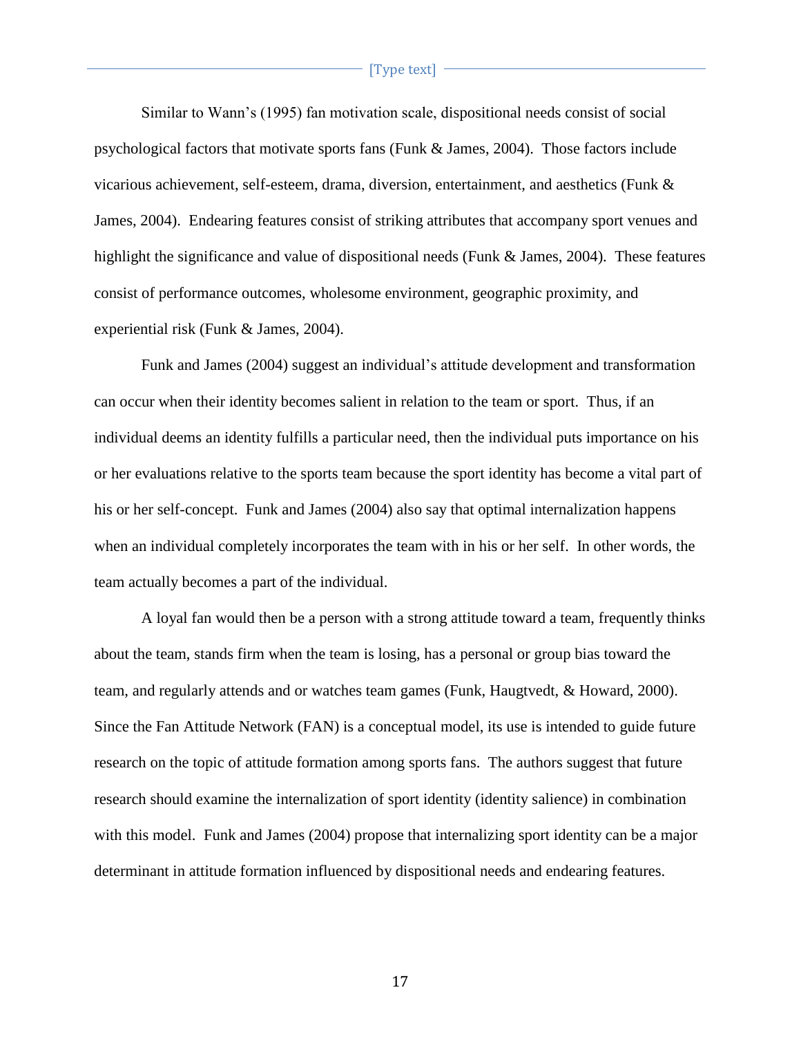Similar to Wann's (1995) fan motivation scale, dispositional needs consist of social psychological factors that motivate sports fans (Funk & James, 2004). Those factors include vicarious achievement, self-esteem, drama, diversion, entertainment, and aesthetics (Funk & James, 2004). Endearing features consist of striking attributes that accompany sport venues and highlight the significance and value of dispositional needs (Funk & James, 2004). These features consist of performance outcomes, wholesome environment, geographic proximity, and experiential risk (Funk & James, 2004).

Funk and James (2004) suggest an individual's attitude development and transformation can occur when their identity becomes salient in relation to the team or sport. Thus, if an individual deems an identity fulfills a particular need, then the individual puts importance on his or her evaluations relative to the sports team because the sport identity has become a vital part of his or her self-concept. Funk and James (2004) also say that optimal internalization happens when an individual completely incorporates the team with in his or her self. In other words, the team actually becomes a part of the individual.

A loyal fan would then be a person with a strong attitude toward a team, frequently thinks about the team, stands firm when the team is losing, has a personal or group bias toward the team, and regularly attends and or watches team games (Funk, Haugtvedt, & Howard, 2000). Since the Fan Attitude Network (FAN) is a conceptual model, its use is intended to guide future research on the topic of attitude formation among sports fans. The authors suggest that future research should examine the internalization of sport identity (identity salience) in combination with this model. Funk and James (2004) propose that internalizing sport identity can be a major determinant in attitude formation influenced by dispositional needs and endearing features.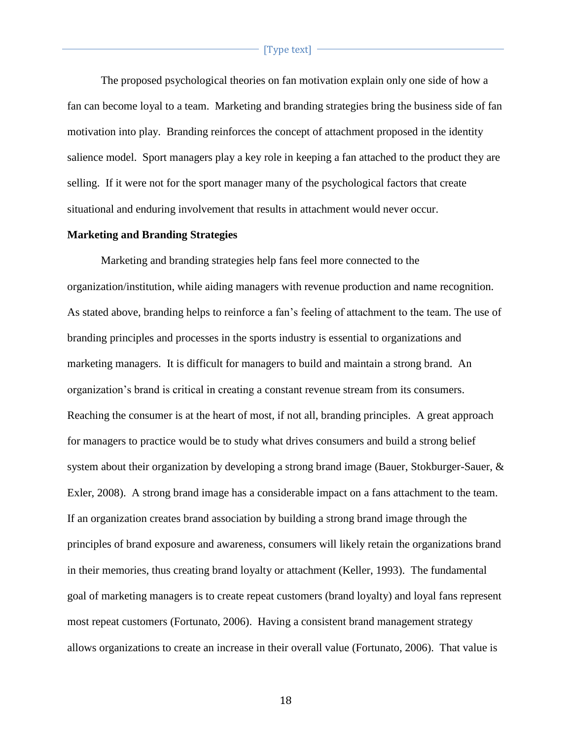The proposed psychological theories on fan motivation explain only one side of how a fan can become loyal to a team. Marketing and branding strategies bring the business side of fan motivation into play. Branding reinforces the concept of attachment proposed in the identity salience model. Sport managers play a key role in keeping a fan attached to the product they are selling. If it were not for the sport manager many of the psychological factors that create situational and enduring involvement that results in attachment would never occur.

**Marketing and Branding Strategies**

Marketing and branding strategies help fans feel more connected to the organization/institution, while aiding managers with revenue production and name recognition. As stated above, branding helps to reinforce a fan's feeling of attachment to the team. The use of branding principles and processes in the sports industry is essential to organizations and marketing managers. It is difficult for managers to build and maintain a strong brand. An organization's brand is critical in creating a constant revenue stream from its consumers. Reaching the consumer is at the heart of most, if not all, branding principles. A great approach for managers to practice would be to study what drives consumers and build a strong belief system about their organization by developing a strong brand image (Bauer, Stokburger-Sauer, & Exler, 2008). A strong brand image has a considerable impact on a fans attachment to the team. If an organization creates brand association by building a strong brand image through the principles of brand exposure and awareness, consumers will likely retain the organizations brand in their memories, thus creating brand loyalty or attachment (Keller, 1993). The fundamental goal of marketing managers is to create repeat customers (brand loyalty) and loyal fans represent most repeat customers (Fortunato, 2006). Having a consistent brand management strategy allows organizations to create an increase in their overall value (Fortunato, 2006). That value is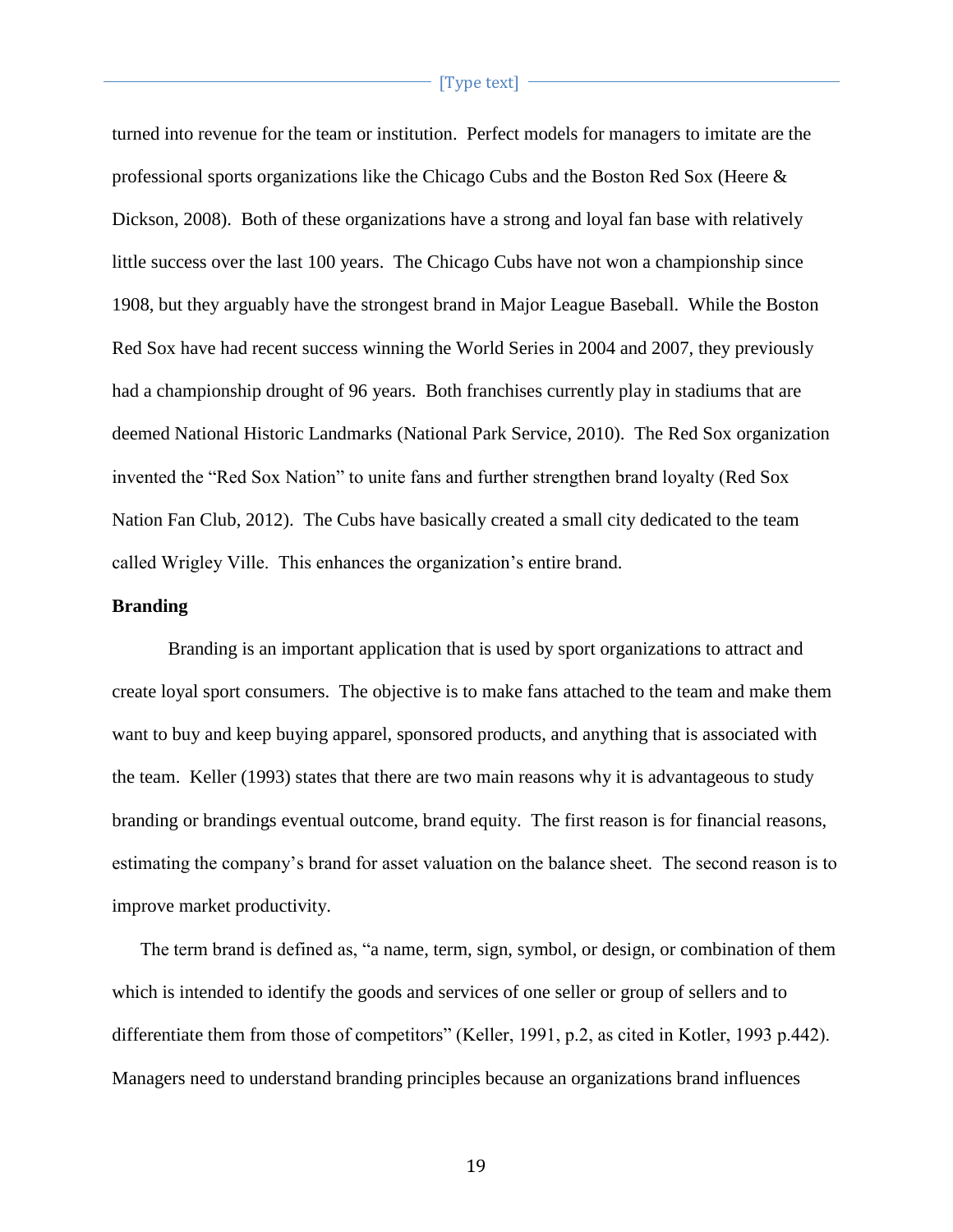turned into revenue for the team or institution. Perfect models for managers to imitate are the professional sports organizations like the Chicago Cubs and the Boston Red Sox (Heere & Dickson, 2008). Both of these organizations have a strong and loyal fan base with relatively little success over the last 100 years. The Chicago Cubs have not won a championship since 1908, but they arguably have the strongest brand in Major League Baseball. While the Boston Red Sox have had recent success winning the World Series in 2004 and 2007, they previously had a championship drought of 96 years. Both franchises currently play in stadiums that are deemed National Historic Landmarks (National Park Service, 2010). The Red Sox organization invented the "Red Sox Nation" to unite fans and further strengthen brand loyalty (Red Sox Nation Fan Club, 2012). The Cubs have basically created a small city dedicated to the team called Wrigley Ville. This enhances the organization's entire brand.

**Branding**

Branding is an important application that is used by sport organizations to attract and create loyal sport consumers. The objective is to make fans attached to the team and make them want to buy and keep buying apparel, sponsored products, and anything that is associated with the team. Keller (1993) states that there are two main reasons why it is advantageous to study branding or brandings eventual outcome, brand equity. The first reason is for financial reasons, estimating the company's brand for asset valuation on the balance sheet. The second reason is to improve market productivity.

The term brand is defined as, "a name, term, sign, symbol, or design, or combination of them which is intended to identify the goods and services of one seller or group of sellers and to differentiate them from those of competitors" (Keller, 1991, p.2, as cited in Kotler, 1993 p.442). Managers need to understand branding principles because an organizations brand influences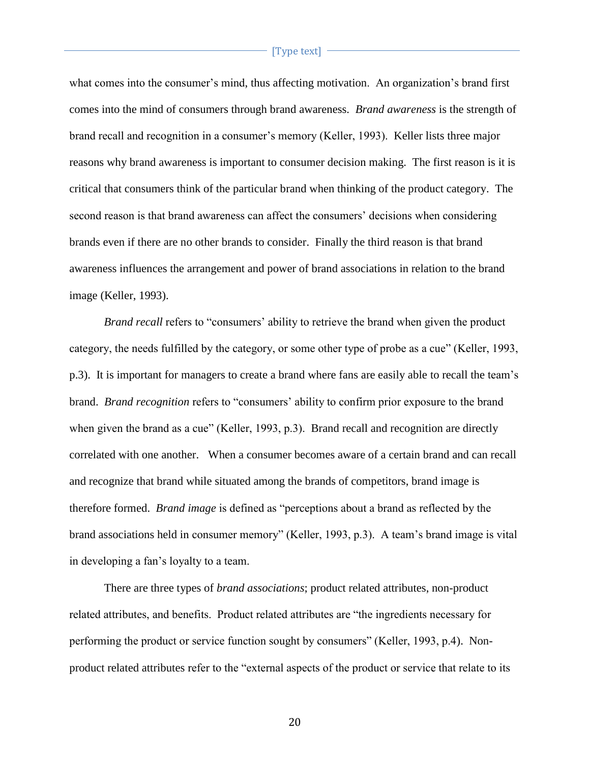what comes into the consumer's mind, thus affecting motivation. An organization's brand first comes into the mind of consumers through brand awareness. *Brand awareness* is the strength of brand recall and recognition in a consumer's memory (Keller, 1993). Keller lists three major reasons why brand awareness is important to consumer decision making. The first reason is it is critical that consumers think of the particular brand when thinking of the product category. The second reason is that brand awareness can affect the consumers' decisions when considering brands even if there are no other brands to consider. Finally the third reason is that brand awareness influences the arrangement and power of brand associations in relation to the brand image (Keller, 1993).

*Brand recall* refers to "consumers' ability to retrieve the brand when given the product category, the needs fulfilled by the category, or some other type of probe as a cue" (Keller, 1993, p.3). It is important for managers to create a brand where fans are easily able to recall the team's brand. *Brand recognition* refers to "consumers' ability to confirm prior exposure to the brand when given the brand as a cue" (Keller, 1993, p.3). Brand recall and recognition are directly correlated with one another. When a consumer becomes aware of a certain brand and can recall and recognize that brand while situated among the brands of competitors, brand image is therefore formed. *Brand image* is defined as "perceptions about a brand as reflected by the brand associations held in consumer memory" (Keller, 1993, p.3). A team's brand image is vital in developing a fan's loyalty to a team.

There are three types of *brand associations*; product related attributes, non-product related attributes, and benefits. Product related attributes are "the ingredients necessary for performing the product or service function sought by consumers" (Keller, 1993, p.4). Non-product related attributes refer to the "external aspects of the product or service that relate to its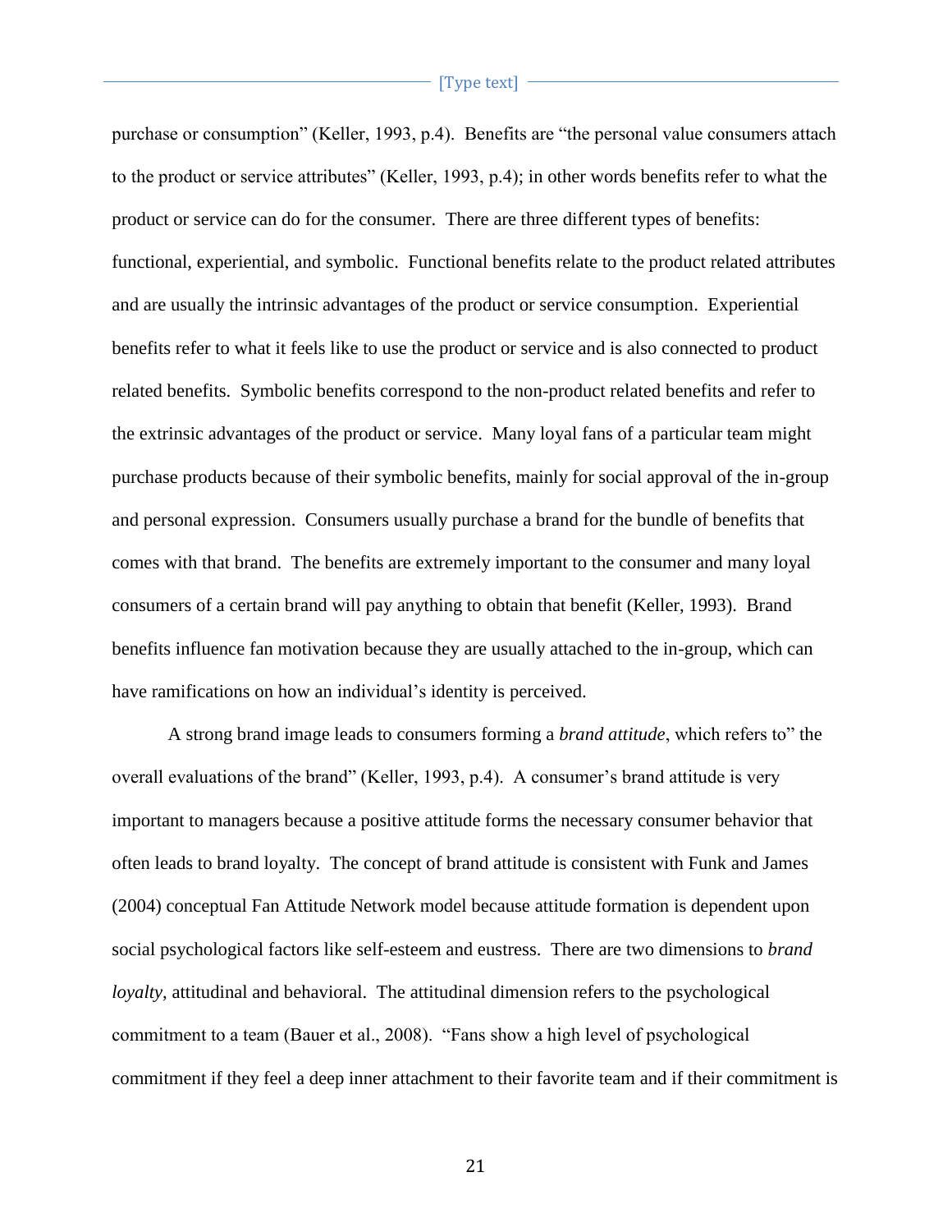purchase or consumption" (Keller, 1993, p.4). Benefits are "the personal value consumers attach to the product or service attributes" (Keller, 1993, p.4); in other words benefits refer to what the product or service can do for the consumer. There are three different types of benefits: functional, experiential, and symbolic. Functional benefits relate to the product related attributes and are usually the intrinsic advantages of the product or service consumption. Experiential benefits refer to what it feels like to use the product or service and is also connected to product related benefits. Symbolic benefits correspond to the non-product related benefits and refer to the extrinsic advantages of the product or service. Many loyal fans of a particular team might purchase products because of their symbolic benefits, mainly for social approval of the in-group and personal expression. Consumers usually purchase a brand for the bundle of benefits that comes with that brand. The benefits are extremely important to the consumer and many loyal consumers of a certain brand will pay anything to obtain that benefit (Keller, 1993). Brand benefits influence fan motivation because they are usually attached to the in-group, which can have ramifications on how an individual's identity is perceived.

A strong brand image leads to consumers forming a *brand attitude*, which refers to" the overall evaluations of the brand" (Keller, 1993, p.4). A consumer's brand attitude is very important to managers because a positive attitude forms the necessary consumer behavior that often leads to brand loyalty. The concept of brand attitude is consistent with Funk and James (2004) conceptual Fan Attitude Network model because attitude formation is dependent upon social psychological factors like self-esteem and eustress. There are two dimensions to *brand loyalty*, attitudinal and behavioral. The attitudinal dimension refers to the psychological commitment to a team (Bauer et al., 2008). "Fans show a high level of psychological commitment if they feel a deep inner attachment to their favorite team and if their commitment is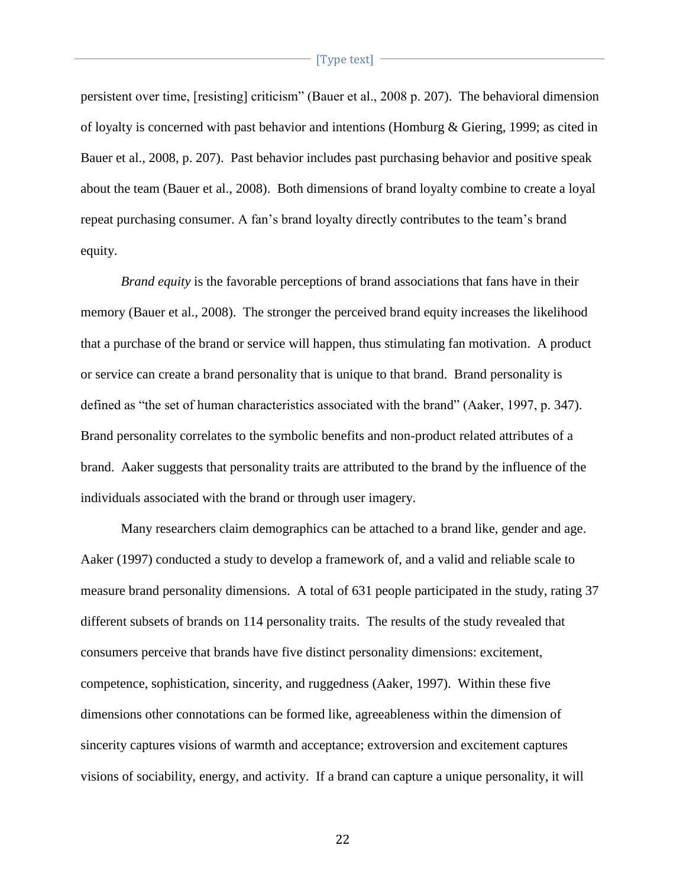persistent over time, [resisting] criticism" (Bauer et al., 2008 p. 207). The behavioral dimension of loyalty is concerned with past behavior and intentions (Homburg & Giering, 1999; as cited in Bauer et al., 2008, p. 207). Past behavior includes past purchasing behavior and positive speak about the team (Bauer et al., 2008). Both dimensions of brand loyalty combine to create a loyal repeat purchasing consumer. A fan's brand loyalty directly contributes to the team's brand equity.

*Brand equity* is the favorable perceptions of brand associations that fans have in their memory (Bauer et al., 2008). The stronger the perceived brand equity increases the likelihood that a purchase of the brand or service will happen, thus stimulating fan motivation. A product or service can create a brand personality that is unique to that brand. Brand personality is defined as "the set of human characteristics associated with the brand" (Aaker, 1997, p. 347). Brand personality correlates to the symbolic benefits and non-product related attributes of a brand. Aaker suggests that personality traits are attributed to the brand by the influence of the individuals associated with the brand or through user imagery.

Many researchers claim demographics can be attached to a brand like, gender and age. Aaker (1997) conducted a study to develop a framework of, and a valid and reliable scale to measure brand personality dimensions. A total of 631 people participated in the study, rating 37 different subsets of brands on 114 personality traits. The results of the study revealed that consumers perceive that brands have five distinct personality dimensions: excitement, competence, sophistication, sincerity, and ruggedness (Aaker, 1997). Within these five dimensions other connotations can be formed like, agreeableness within the dimension of sincerity captures visions of warmth and acceptance; extroversion and excitement captures visions of sociability, energy, and activity. If a brand can capture a unique personality, it will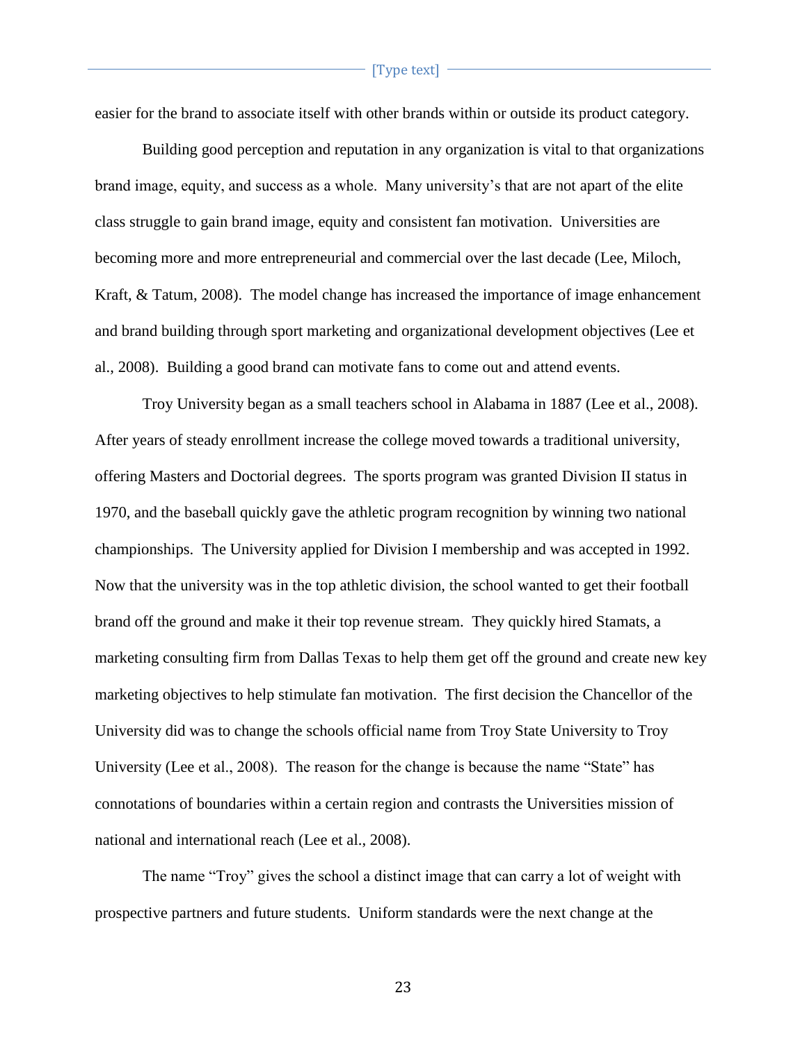easier for the brand to associate itself with other brands within or outside its product category.

Building good perception and reputation in any organization is vital to that organizations brand image, equity, and success as a whole. Many university's that are not apart of the elite class struggle to gain brand image, equity and consistent fan motivation. Universities are becoming more and more entrepreneurial and commercial over the last decade (Lee, Miloch, Kraft, & Tatum, 2008). The model change has increased the importance of image enhancement and brand building through sport marketing and organizational development objectives (Lee et al., 2008). Building a good brand can motivate fans to come out and attend events.

Troy University began as a small teachers school in Alabama in 1887 (Lee et al., 2008). After years of steady enrollment increase the college moved towards a traditional university, offering Masters and Doctorial degrees. The sports program was granted Division II status in 1970, and the baseball quickly gave the athletic program recognition by winning two national championships. The University applied for Division I membership and was accepted in 1992. Now that the university was in the top athletic division, the school wanted to get their football brand off the ground and make it their top revenue stream. They quickly hired Stamats, a marketing consulting firm from Dallas Texas to help them get off the ground and create new key marketing objectives to help stimulate fan motivation. The first decision the Chancellor of the University did was to change the schools official name from Troy State University to Troy University (Lee et al., 2008). The reason for the change is because the name "State" has connotations of boundaries within a certain region and contrasts the Universities mission of national and international reach (Lee et al., 2008).

The name "Troy" gives the school a distinct image that can carry a lot of weight with prospective partners and future students. Uniform standards were the next change at the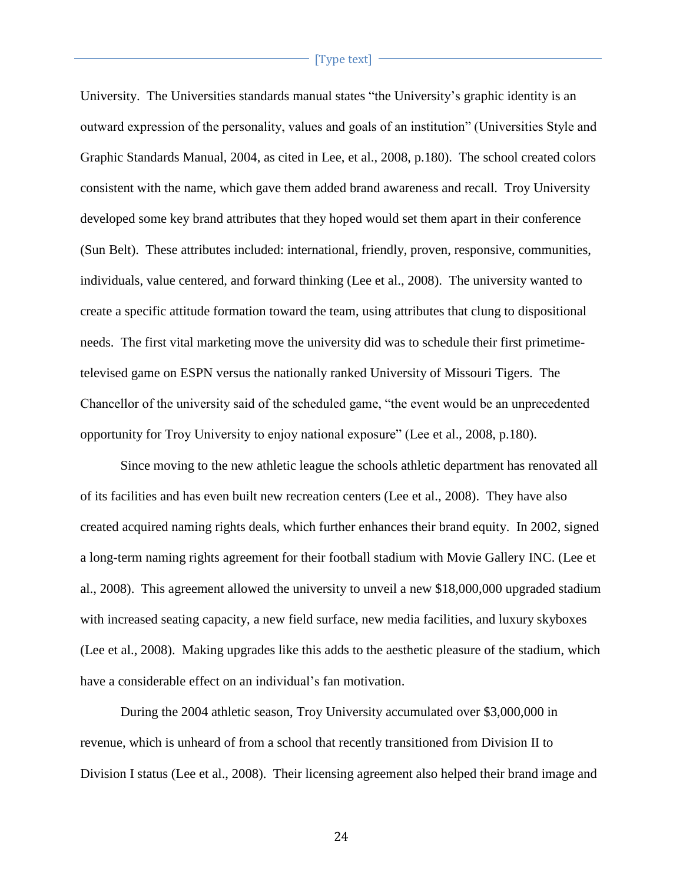University. The Universities standards manual states "the University's graphic identity is an outward expression of the personality, values and goals of an institution" (Universities Style and Graphic Standards Manual, 2004, as cited in Lee, et al., 2008, p.180). The school created colors consistent with the name, which gave them added brand awareness and recall. Troy University developed some key brand attributes that they hoped would set them apart in their conference (Sun Belt). These attributes included: international, friendly, proven, responsive, communities, individuals, value centered, and forward thinking (Lee et al., 2008). The university wanted to create a specific attitude formation toward the team, using attributes that clung to dispositional needs. The first vital marketing move the university did was to schedule their first primetime-televised game on ESPN versus the nationally ranked University of Missouri Tigers. The Chancellor of the university said of the scheduled game, "the event would be an unprecedented opportunity for Troy University to enjoy national exposure" (Lee et al., 2008, p.180).

Since moving to the new athletic league the schools athletic department has renovated all of its facilities and has even built new recreation centers (Lee et al., 2008). They have also created acquired naming rights deals, which further enhances their brand equity. In 2002, signed a long-term naming rights agreement for their football stadium with Movie Gallery INC. (Lee et al., 2008). This agreement allowed the university to unveil a new $18,000,000 upgraded stadium with increased seating capacity, a new field surface, new media facilities, and luxury skyboxes (Lee et al., 2008). Making upgrades like this adds to the aesthetic pleasure of the stadium, which have a considerable effect on an individual's fan motivation.

During the 2004 athletic season, Troy University accumulated over $3,000,000 in revenue, which is unheard of from a school that recently transitioned from Division II to Division I status (Lee et al., 2008). Their licensing agreement also helped their brand image and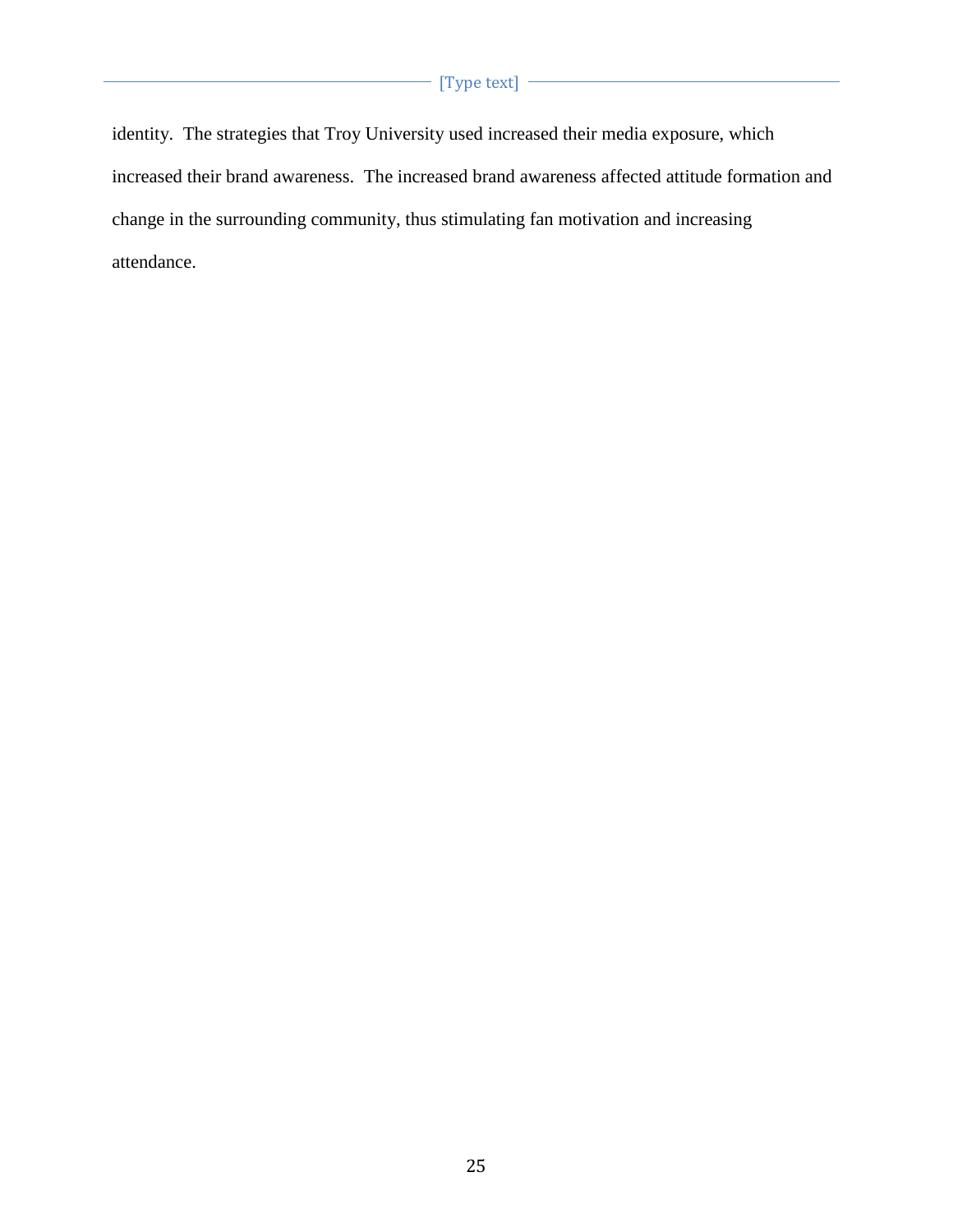identity. The strategies that Troy University used increased their media exposure, which increased their brand awareness. The increased brand awareness affected attitude formation and change in the surrounding community, thus stimulating fan motivation and increasing attendance.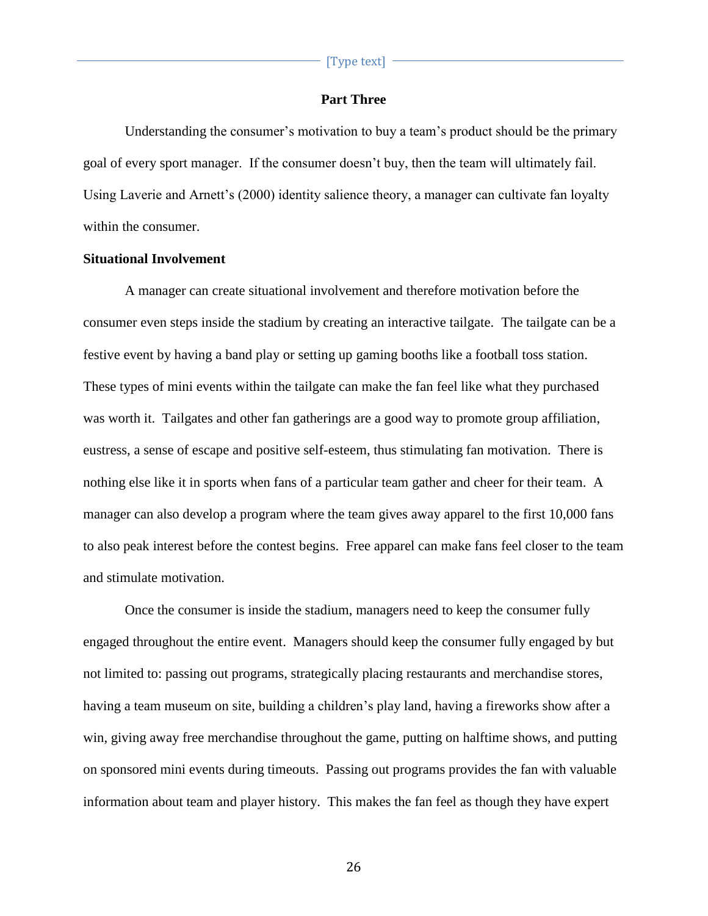## Part Three

Understanding the consumer's motivation to buy a team's product should be the primary goal of every sport manager. If the consumer doesn't buy, then the team will ultimately fail. Using Laverie and Arnett's (2000) identity salience theory, a manager can cultivate fan loyalty within the consumer.

### Situational Involvement

A manager can create situational involvement and therefore motivation before the consumer even steps inside the stadium by creating an interactive tailgate. The tailgate can be a festive event by having a band play or setting up gaming booths like a football toss station. These types of mini events within the tailgate can make the fan feel like what they purchased was worth it. Tailgates and other fan gatherings are a good way to promote group affiliation, eustress, a sense of escape and positive self-esteem, thus stimulating fan motivation. There is nothing else like it in sports when fans of a particular team gather and cheer for their team. A manager can also develop a program where the team gives away apparel to the first 10,000 fans to also peak interest before the contest begins. Free apparel can make fans feel closer to the team and stimulate motivation.

Once the consumer is inside the stadium, managers need to keep the consumer fully engaged throughout the entire event. Managers should keep the consumer fully engaged by but not limited to: passing out programs, strategically placing restaurants and merchandise stores, having a team museum on site, building a children's play land, having a fireworks show after a win, giving away free merchandise throughout the game, putting on halftime shows, and putting on sponsored mini events during timeouts. Passing out programs provides the fan with valuable information about team and player history. This makes the fan feel as though they have expert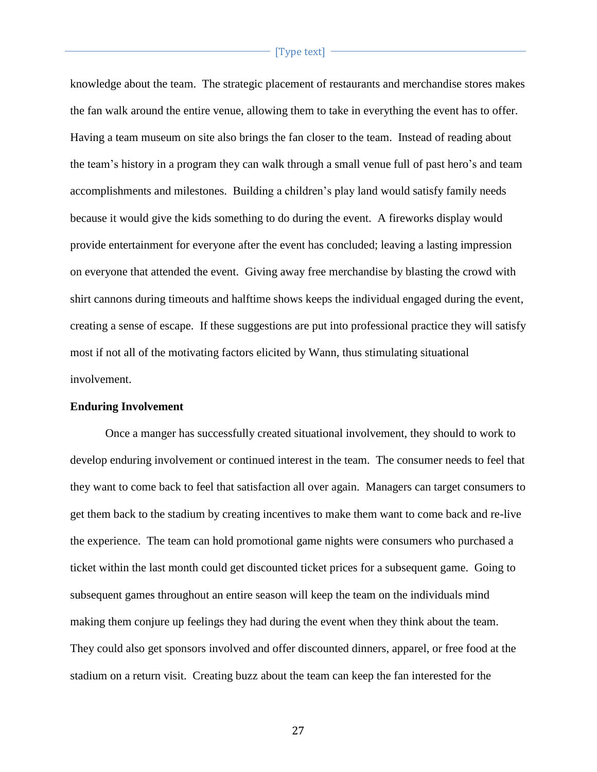knowledge about the team. The strategic placement of restaurants and merchandise stores makes the fan walk around the entire venue, allowing them to take in everything the event has to offer. Having a team museum on site also brings the fan closer to the team. Instead of reading about the team's history in a program they can walk through a small venue full of past hero's and team accomplishments and milestones. Building a children's play land would satisfy family needs because it would give the kids something to do during the event. A fireworks display would provide entertainment for everyone after the event has concluded; leaving a lasting impression on everyone that attended the event. Giving away free merchandise by blasting the crowd with shirt cannons during timeouts and halftime shows keeps the individual engaged during the event, creating a sense of escape. If these suggestions are put into professional practice they will satisfy most if not all of the motivating factors elicited by Wann, thus stimulating situational involvement.

**Enduring Involvement**

Once a manger has successfully created situational involvement, they should to work to develop enduring involvement or continued interest in the team. The consumer needs to feel that they want to come back to feel that satisfaction all over again. Managers can target consumers to get them back to the stadium by creating incentives to make them want to come back and re-live the experience. The team can hold promotional game nights were consumers who purchased a ticket within the last month could get discounted ticket prices for a subsequent game. Going to subsequent games throughout an entire season will keep the team on the individuals mind making them conjure up feelings they had during the event when they think about the team. They could also get sponsors involved and offer discounted dinners, apparel, or free food at the stadium on a return visit. Creating buzz about the team can keep the fan interested for the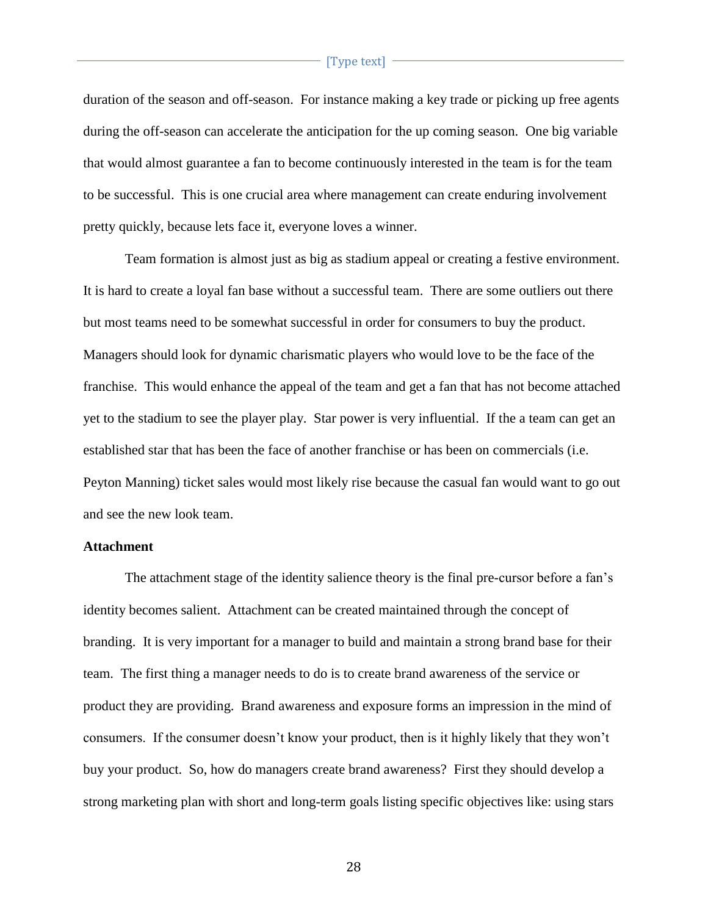duration of the season and off-season. For instance making a key trade or picking up free agents during the off-season can accelerate the anticipation for the up coming season. One big variable that would almost guarantee a fan to become continuously interested in the team is for the team to be successful. This is one crucial area where management can create enduring involvement pretty quickly, because lets face it, everyone loves a winner.

Team formation is almost just as big as stadium appeal or creating a festive environment. It is hard to create a loyal fan base without a successful team. There are some outliers out there but most teams need to be somewhat successful in order for consumers to buy the product. Managers should look for dynamic charismatic players who would love to be the face of the franchise. This would enhance the appeal of the team and get a fan that has not become attached yet to the stadium to see the player play. Star power is very influential. If the a team can get an established star that has been the face of another franchise or has been on commercials (i.e. Peyton Manning) ticket sales would most likely rise because the casual fan would want to go out and see the new look team.

**Attachment**

The attachment stage of the identity salience theory is the final pre-cursor before a fan's identity becomes salient. Attachment can be created maintained through the concept of branding. It is very important for a manager to build and maintain a strong brand base for their team. The first thing a manager needs to do is to create brand awareness of the service or product they are providing. Brand awareness and exposure forms an impression in the mind of consumers. If the consumer doesn't know your product, then is it highly likely that they won't buy your product. So, how do managers create brand awareness? First they should develop a strong marketing plan with short and long-term goals listing specific objectives like: using stars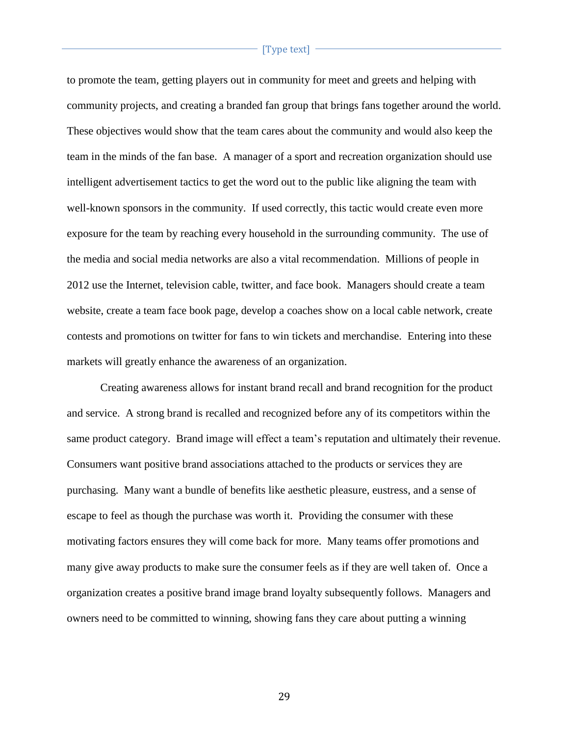to promote the team, getting players out in community for meet and greets and helping with community projects, and creating a branded fan group that brings fans together around the world. These objectives would show that the team cares about the community and would also keep the team in the minds of the fan base. A manager of a sport and recreation organization should use intelligent advertisement tactics to get the word out to the public like aligning the team with well-known sponsors in the community. If used correctly, this tactic would create even more exposure for the team by reaching every household in the surrounding community. The use of the media and social media networks are also a vital recommendation. Millions of people in 2012 use the Internet, television cable, twitter, and face book. Managers should create a team website, create a team face book page, develop a coaches show on a local cable network, create contests and promotions on twitter for fans to win tickets and merchandise. Entering into these markets will greatly enhance the awareness of an organization.

Creating awareness allows for instant brand recall and brand recognition for the product and service. A strong brand is recalled and recognized before any of its competitors within the same product category. Brand image will effect a team's reputation and ultimately their revenue. Consumers want positive brand associations attached to the products or services they are purchasing. Many want a bundle of benefits like aesthetic pleasure, eustress, and a sense of escape to feel as though the purchase was worth it. Providing the consumer with these motivating factors ensures they will come back for more. Many teams offer promotions and many give away products to make sure the consumer feels as if they are well taken of. Once a organization creates a positive brand image brand loyalty subsequently follows. Managers and owners need to be committed to winning, showing fans they care about putting a winning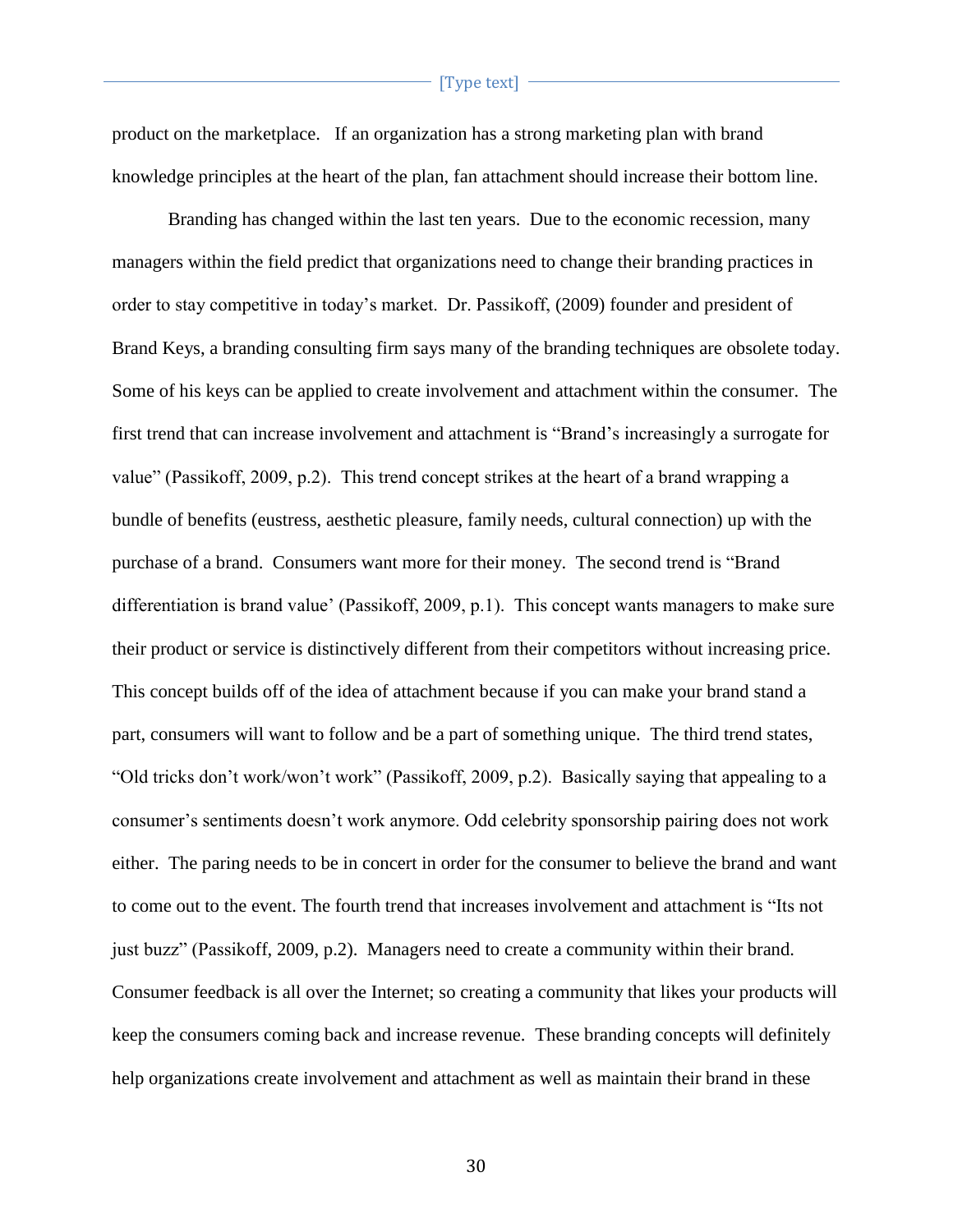product on the marketplace. If an organization has a strong marketing plan with brand knowledge principles at the heart of the plan, fan attachment should increase their bottom line.

Branding has changed within the last ten years. Due to the economic recession, many managers within the field predict that organizations need to change their branding practices in order to stay competitive in today's market. Dr. Passikoff, (2009) founder and president of Brand Keys, a branding consulting firm says many of the branding techniques are obsolete today. Some of his keys can be applied to create involvement and attachment within the consumer. The first trend that can increase involvement and attachment is "Brand's increasingly a surrogate for value" (Passikoff, 2009, p.2). This trend concept strikes at the heart of a brand wrapping a bundle of benefits (eustress, aesthetic pleasure, family needs, cultural connection) up with the purchase of a brand. Consumers want more for their money. The second trend is "Brand differentiation is brand value' (Passikoff, 2009, p.1). This concept wants managers to make sure their product or service is distinctively different from their competitors without increasing price. This concept builds off of the idea of attachment because if you can make your brand stand a part, consumers will want to follow and be a part of something unique. The third trend states, "Old tricks don't work/won't work" (Passikoff, 2009, p.2). Basically saying that appealing to a consumer's sentiments doesn't work anymore. Odd celebrity sponsorship pairing does not work either. The paring needs to be in concert in order for the consumer to believe the brand and want to come out to the event. The fourth trend that increases involvement and attachment is "Its not just buzz" (Passikoff, 2009, p.2). Managers need to create a community within their brand. Consumer feedback is all over the Internet; so creating a community that likes your products will keep the consumers coming back and increase revenue. These branding concepts will definitely help organizations create involvement and attachment as well as maintain their brand in these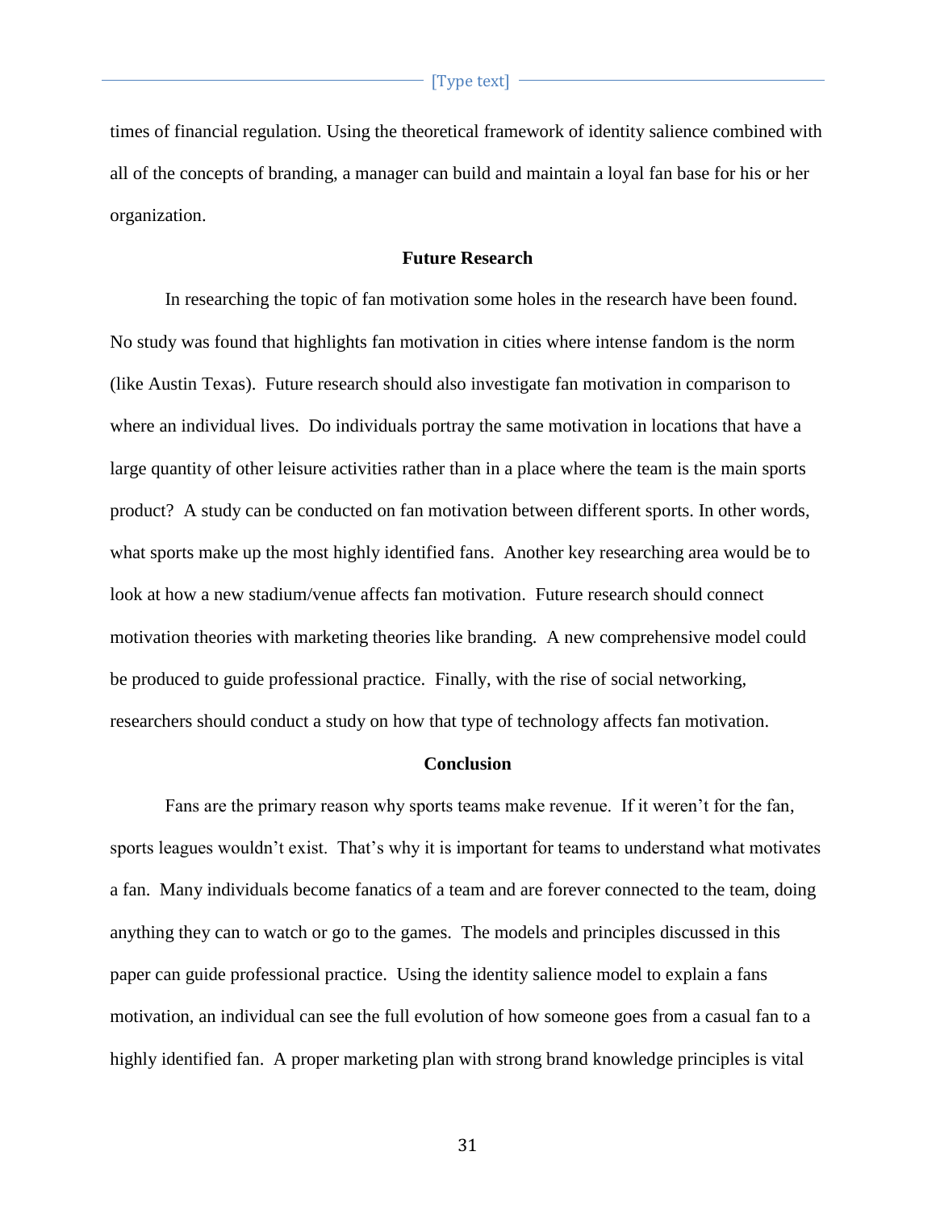times of financial regulation. Using the theoretical framework of identity salience combined with all of the concepts of branding, a manager can build and maintain a loyal fan base for his or her organization.

## Future Research

In researching the topic of fan motivation some holes in the research have been found. No study was found that highlights fan motivation in cities where intense fandom is the norm (like Austin Texas). Future research should also investigate fan motivation in comparison to where an individual lives. Do individuals portray the same motivation in locations that have a large quantity of other leisure activities rather than in a place where the team is the main sports product? A study can be conducted on fan motivation between different sports. In other words, what sports make up the most highly identified fans. Another key researching area would be to look at how a new stadium/venue affects fan motivation. Future research should connect motivation theories with marketing theories like branding. A new comprehensive model could be produced to guide professional practice. Finally, with the rise of social networking, researchers should conduct a study on how that type of technology affects fan motivation.

## Conclusion

Fans are the primary reason why sports teams make revenue. If it weren't for the fan, sports leagues wouldn't exist. That's why it is important for teams to understand what motivates a fan. Many individuals become fanatics of a team and are forever connected to the team, doing anything they can to watch or go to the games. The models and principles discussed in this paper can guide professional practice. Using the identity salience model to explain a fans motivation, an individual can see the full evolution of how someone goes from a casual fan to a highly identified fan. A proper marketing plan with strong brand knowledge principles is vital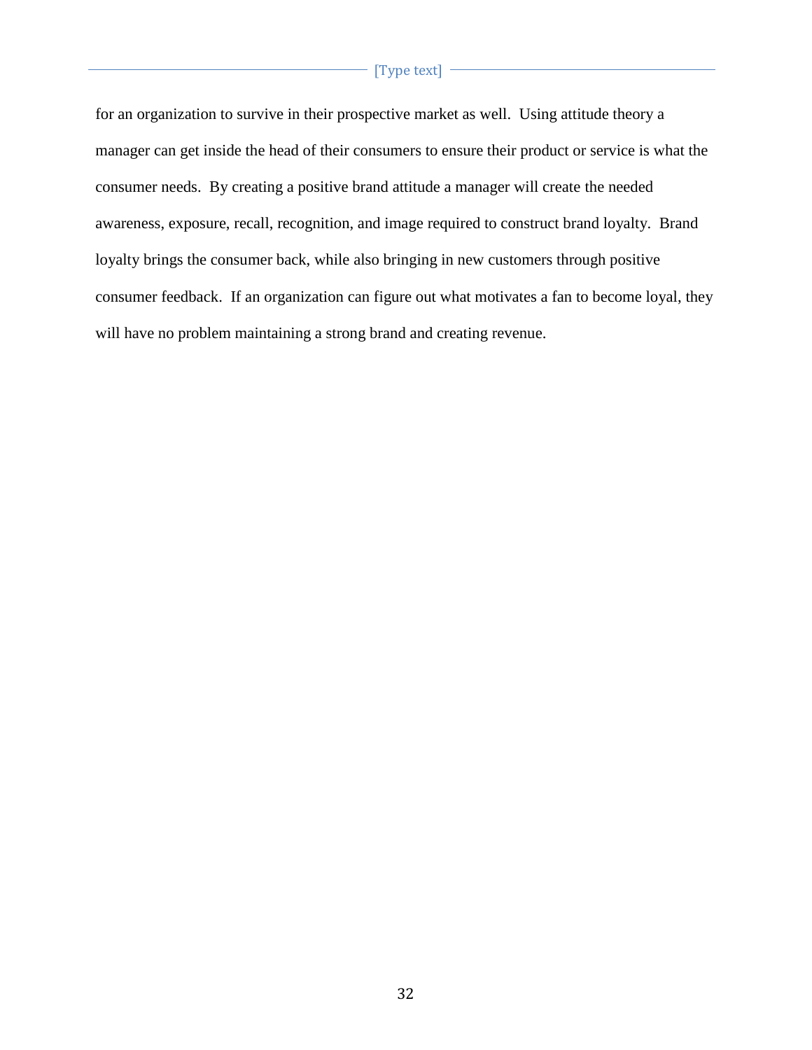for an organization to survive in their prospective market as well. Using attitude theory a manager can get inside the head of their consumers to ensure their product or service is what the consumer needs. By creating a positive brand attitude a manager will create the needed awareness, exposure, recall, recognition, and image required to construct brand loyalty. Brand loyalty brings the consumer back, while also bringing in new customers through positive consumer feedback. If an organization can figure out what motivates a fan to become loyal, they will have no problem maintaining a strong brand and creating revenue.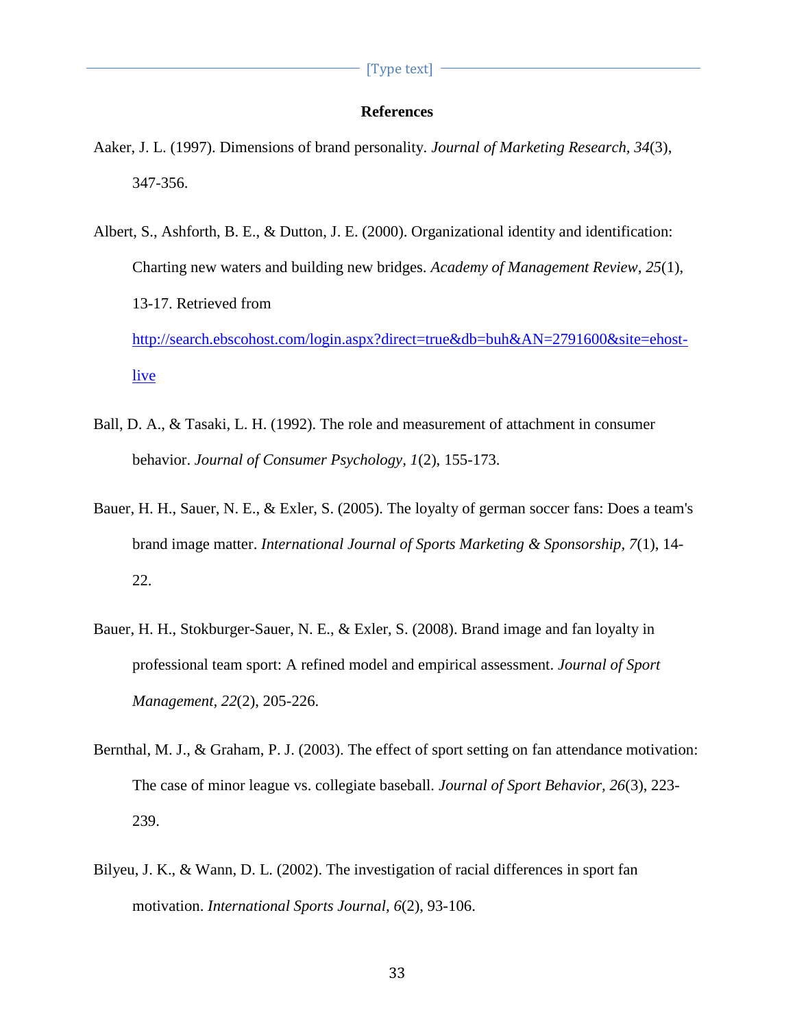# References

Aaker, J. L. (1997). Dimensions of brand personality. *Journal of Marketing Research, 34*(3), 347-356.

Albert, S., Ashforth, B. E., & Dutton, J. E. (2000). Organizational identity and identification: Charting new waters and building new bridges. *Academy of Management Review, 25*(1), 13-17. Retrieved from http://search.ebscohost.com/login.aspx?direct=true&db=buh&AN=2791600&site=ehost-live

Ball, D. A., & Tasaki, L. H. (1992). The role and measurement of attachment in consumer behavior. *Journal of Consumer Psychology, 1*(2), 155-173.

Bauer, H. H., Sauer, N. E., & Exler, S. (2005). The loyalty of german soccer fans: Does a team's brand image matter. *International Journal of Sports Marketing & Sponsorship, 7*(1), 14-22.

Bauer, H. H., Stokburger-Sauer, N. E., & Exler, S. (2008). Brand image and fan loyalty in professional team sport: A refined model and empirical assessment. *Journal of Sport Management, 22*(2), 205-226.

Bernthal, M. J., & Graham, P. J. (2003). The effect of sport setting on fan attendance motivation: The case of minor league vs. collegiate baseball. *Journal of Sport Behavior, 26*(3), 223-239.

Bilyeu, J. K., & Wann, D. L. (2002). The investigation of racial differences in sport fan motivation. *International Sports Journal, 6*(2), 93-106.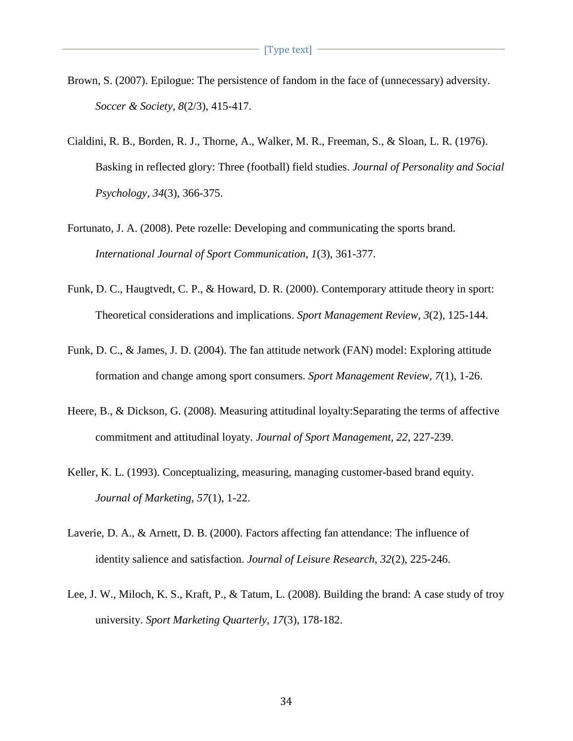Brown, S. (2007). Epilogue: The persistence of fandom in the face of (unnecessary) adversity. *Soccer & Society*, *8*(2/3), 415-417.

Cialdini, R. B., Borden, R. J., Thorne, A., Walker, M. R., Freeman, S., & Sloan, L. R. (1976). Basking in reflected glory: Three (football) field studies. *Journal of Personality and Social Psychology*, *34*(3), 366-375.

Fortunato, J. A. (2008). Pete rozelle: Developing and communicating the sports brand. *International Journal of Sport Communication, 1*(3), 361-377.

Funk, D. C., Haugtvedt, C. P., & Howard, D. R. (2000). Contemporary attitude theory in sport: Theoretical considerations and implications. *Sport Management Review, 3*(2), 125-144.

Funk, D. C., & James, J. D. (2004). The fan attitude network (FAN) model: Exploring attitude formation and change among sport consumers. *Sport Management Review, 7*(1), 1-26.

Heere, B., & Dickson, G. (2008). Measuring attitudinal loyalty:Separating the terms of affective commitment and attitudinal loyaty. *Journal of Sport Management, 22*, 227-239.

Keller, K. L. (1993). Conceptualizing, measuring, managing customer-based brand equity. *Journal of Marketing, 57*(1), 1-22.

Laverie, D. A., & Arnett, D. B. (2000). Factors affecting fan attendance: The influence of identity salience and satisfaction. *Journal of Leisure Research, 32*(2), 225-246.

Lee, J. W., Miloch, K. S., Kraft, P., & Tatum, L. (2008). Building the brand: A case study of troy university. *Sport Marketing Quarterly, 17*(3), 178-182.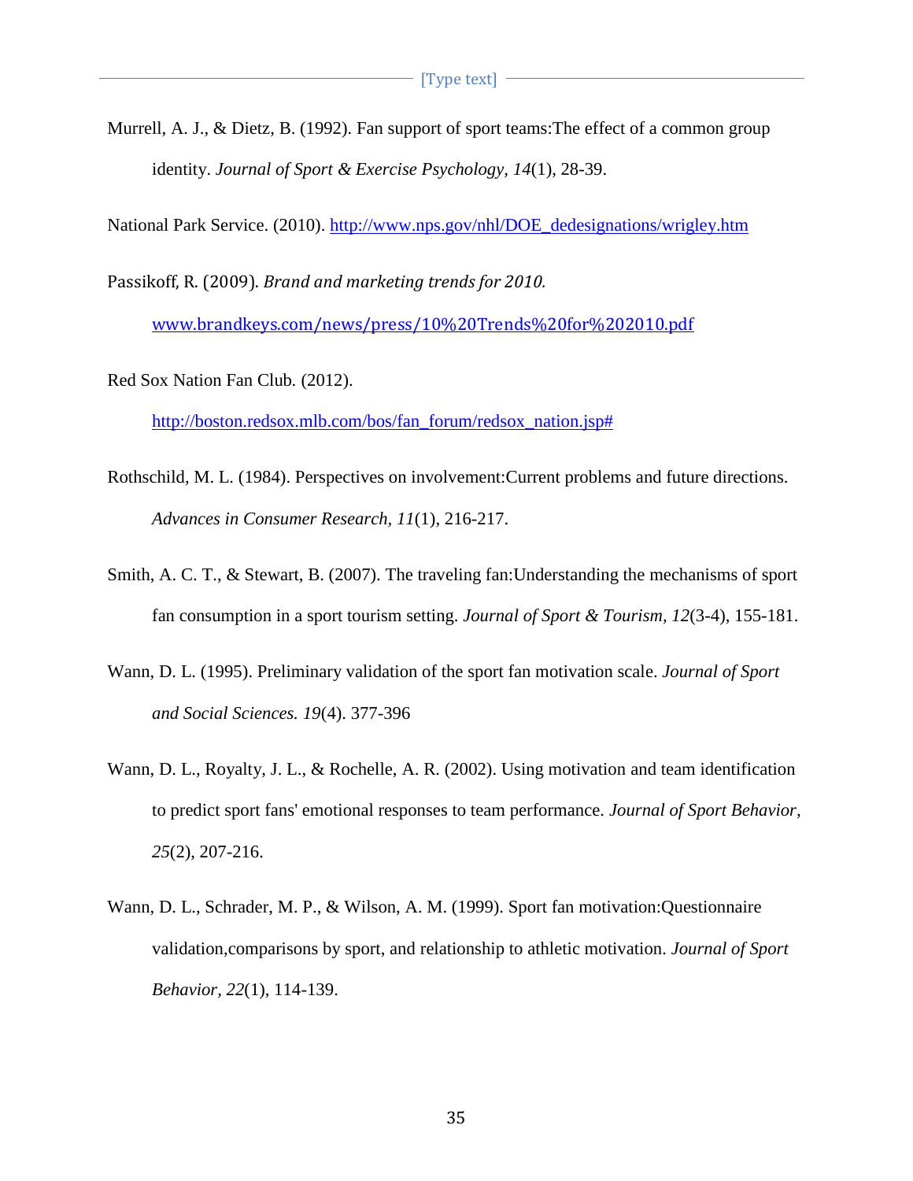Murrell, A. J., & Dietz, B. (1992). Fan support of sport teams:The effect of a common group identity. *Journal of Sport & Exercise Psychology, 14*(1), 28-39.

National Park Service. (2010). http://www.nps.gov/nhl/DOE_dedesignations/wrigley.htm

Passikoff, R. (2009). *Brand and marketing trends for 2010.* www.brandkeys.com/news/press/10%20Trends%20for%202010.pdf

Red Sox Nation Fan Club. (2012). http://boston.redsox.mlb.com/bos/fan_forum/redsox_nation.jsp#

Rothschild, M. L. (1984). Perspectives on involvement:Current problems and future directions. *Advances in Consumer Research, 11*(1), 216-217.

Smith, A. C. T., & Stewart, B. (2007). The traveling fan:Understanding the mechanisms of sport fan consumption in a sport tourism setting. *Journal of Sport & Tourism, 12*(3-4), 155-181.

Wann, D. L. (1995). Preliminary validation of the sport fan motivation scale. *Journal of Sport and Social Sciences. 19*(4). 377-396

Wann, D. L., Royalty, J. L., & Rochelle, A. R. (2002). Using motivation and team identification to predict sport fans' emotional responses to team performance. *Journal of Sport Behavior, 25*(2), 207-216.

Wann, D. L., Schrader, M. P., & Wilson, A. M. (1999). Sport fan motivation:Questionnaire validation,comparisons by sport, and relationship to athletic motivation. *Journal of Sport Behavior, 22*(1), 114-139.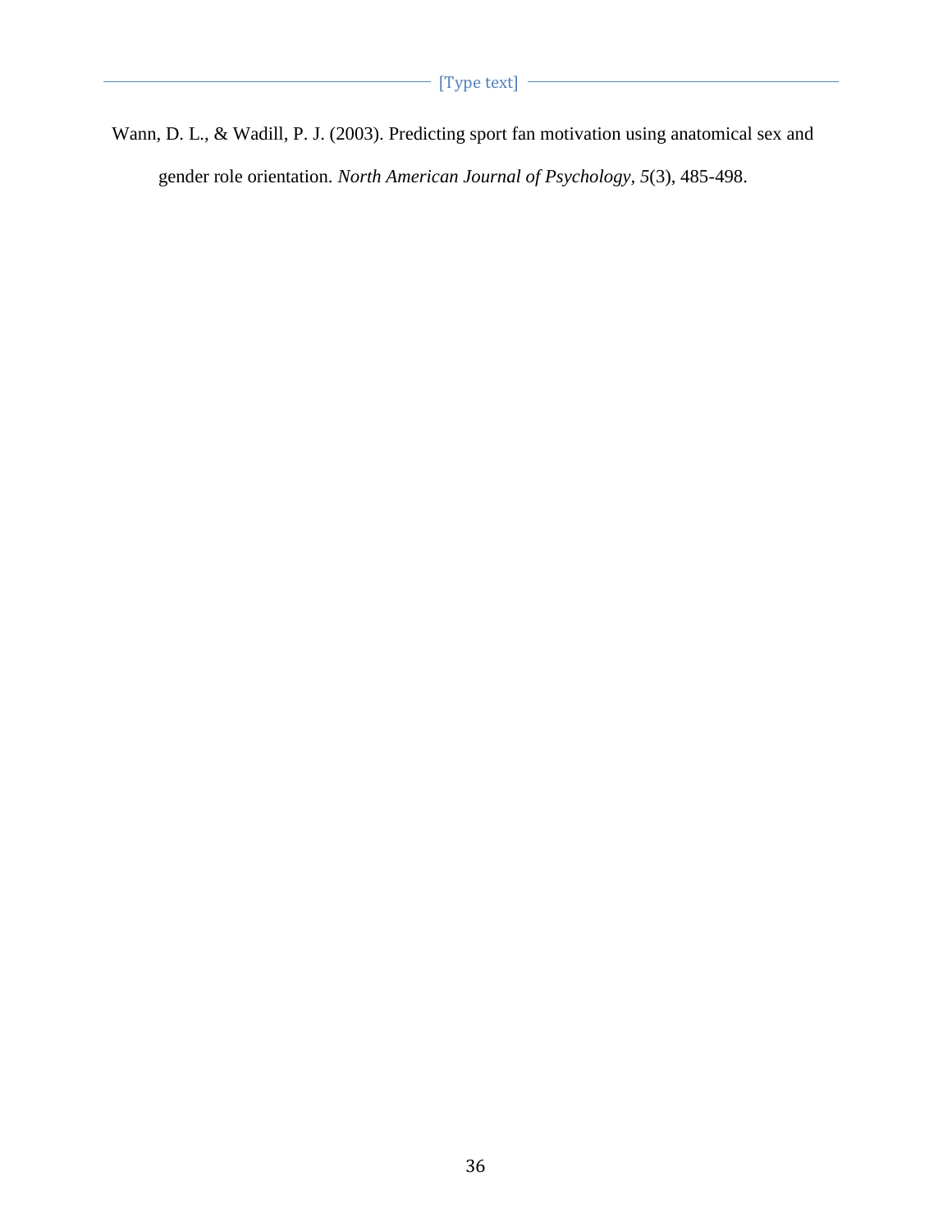Wann, D. L., & Wadill, P. J. (2003). Predicting sport fan motivation using anatomical sex and gender role orientation. *North American Journal of Psychology*, *5*(3), 485-498.